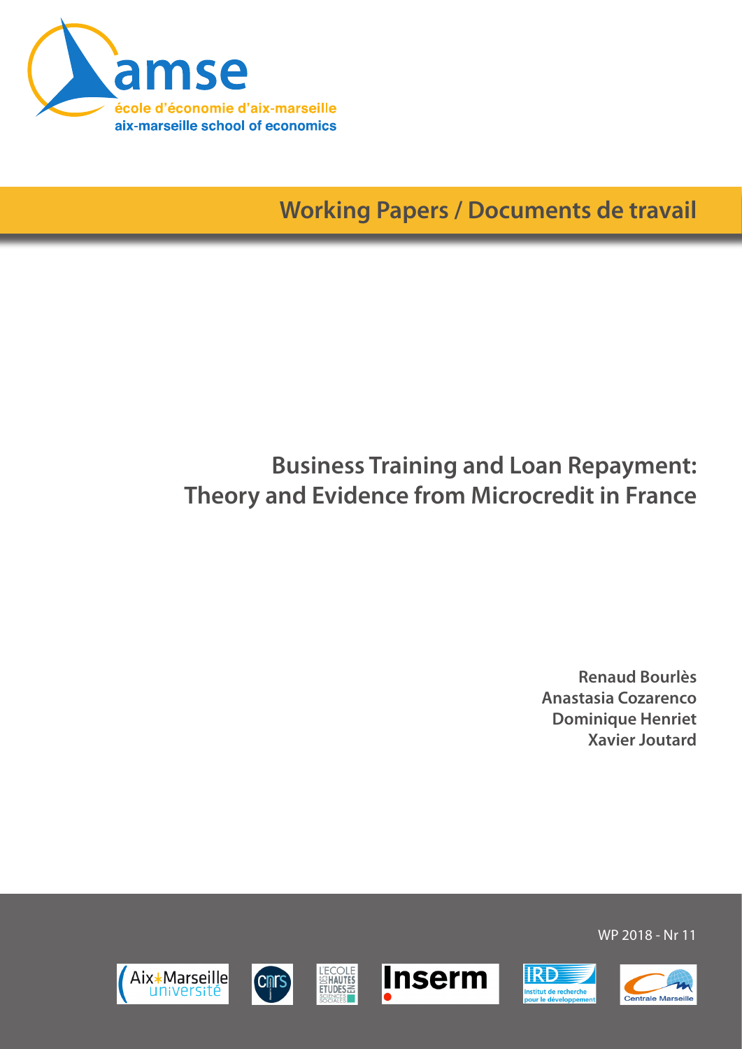amse

école d'économie d'aix-marseille

aix-marseille school of economics

**Working Papers / Documents de travail**

# Business Training and Loan Repayment: Theory and Evidence from Microcredit in France

**Renaud Bourlès**
**Anastasia Cozarenco**
**Dominique Henriet**
**Xavier Joutard**

WP 2018 - Nr 11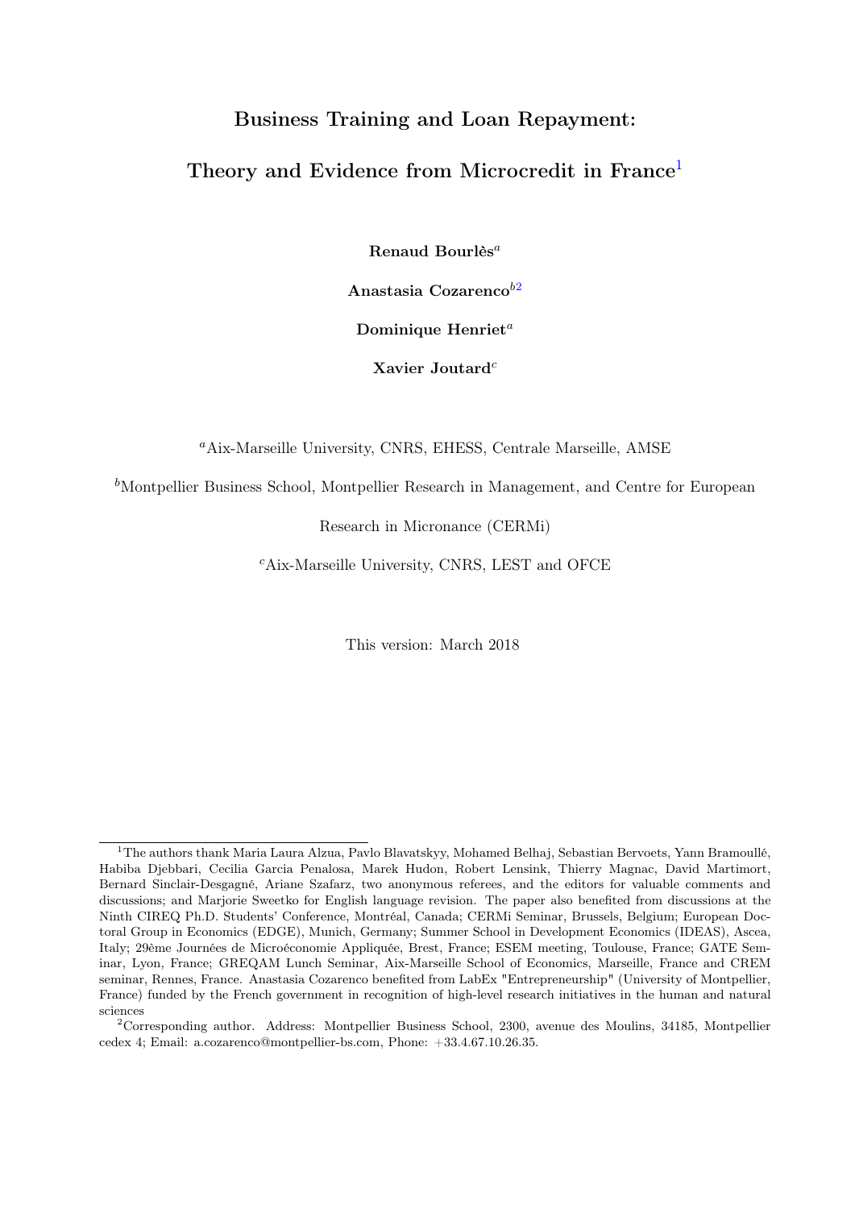**Business Training and Loan Repayment:**

**Theory and Evidence from Microcredit in France**[1]

**Renaud Bourlès**[a]

**Anastasia Cozarenco**[b2]

**Dominique Henriet**[a]

**Xavier Joutard**[c]

[a]Aix-Marseille University, CNRS, EHESS, Centrale Marseille, AMSE

[b]Montpellier Business School, Montpellier Research in Management, and Centre for European Research in Micronance (CERMi)

[c]Aix-Marseille University, CNRS, LEST and OFCE

This version: March 2018

---

[1]The authors thank Maria Laura Alzua, Pavlo Blavatskyy, Mohamed Belhaj, Sebastian Bervoets, Yann Bramoullé, Habiba Djebbari, Cecilia Garcia Penalosa, Marek Hudon, Robert Lensink, Thierry Magnac, David Martimort, Bernard Sinclair-Desgagné, Ariane Szafarz, two anonymous referees, and the editors for valuable comments and discussions; and Marjorie Sweetko for English language revision. The paper also benefited from discussions at the Ninth CIREQ Ph.D. Students' Conference, Montréal, Canada; CERMi Seminar, Brussels, Belgium; European Doctoral Group in Economics (EDGE), Munich, Germany; Summer School in Development Economics (IDEAS), Ascea, Italy; 29ème Journées de Microéconomie Appliquée, Brest, France; ESEM meeting, Toulouse, France; GATE Seminar, Lyon, France; GREQAM Lunch Seminar, Aix-Marseille School of Economics, Marseille, France and CREM seminar, Rennes, France. Anastasia Cozarenco benefited from LabEx "Entrepreneurship" (University of Montpellier, France) funded by the French government in recognition of high-level research initiatives in the human and natural sciences

[2]Corresponding author. Address: Montpellier Business School, 2300, avenue des Moulins, 34185, Montpellier cedex 4; Email: a.cozarenco@montpellier-bs.com, Phone: +33.4.67.10.26.35.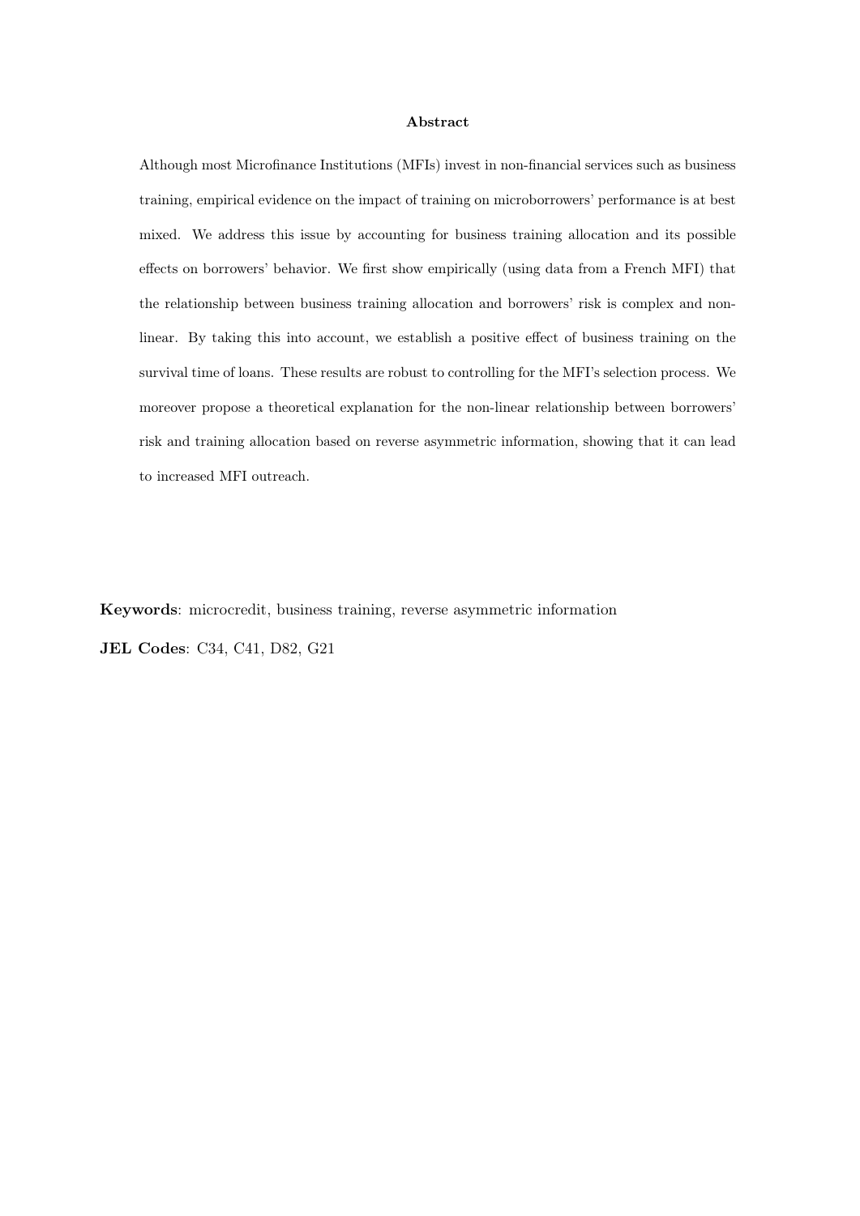## Abstract

Although most Microfinance Institutions (MFIs) invest in non-financial services such as business training, empirical evidence on the impact of training on microborrowers' performance is at best mixed. We address this issue by accounting for business training allocation and its possible effects on borrowers' behavior. We first show empirically (using data from a French MFI) that the relationship between business training allocation and borrowers' risk is complex and non-linear. By taking this into account, we establish a positive effect of business training on the survival time of loans. These results are robust to controlling for the MFI's selection process. We moreover propose a theoretical explanation for the non-linear relationship between borrowers' risk and training allocation based on reverse asymmetric information, showing that it can lead to increased MFI outreach.

**Keywords**: microcredit, business training, reverse asymmetric information

**JEL Codes**: C34, C41, D82, G21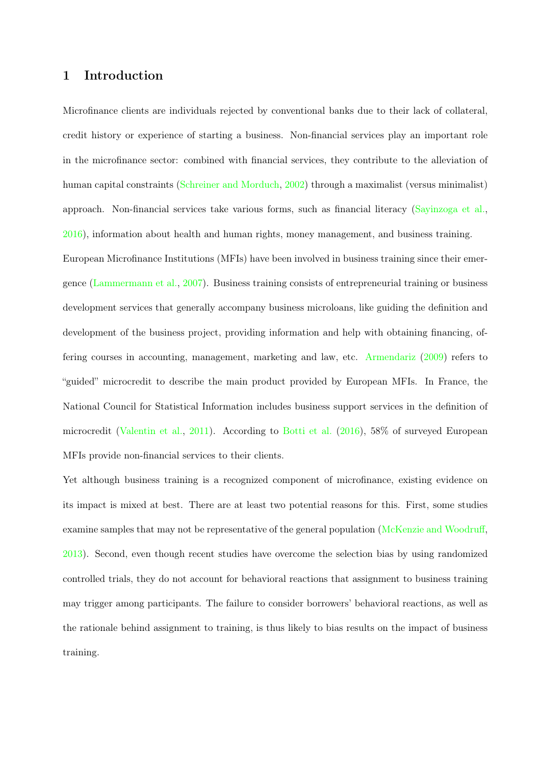# 1 Introduction

Microfinance clients are individuals rejected by conventional banks due to their lack of collateral, credit history or experience of starting a business. Non-financial services play an important role in the microfinance sector: combined with financial services, they contribute to the alleviation of human capital constraints (Schreiner and Morduch, 2002) through a maximalist (versus minimalist) approach. Non-financial services take various forms, such as financial literacy (Sayinzoga et al., 2016), information about health and human rights, money management, and business training.

European Microfinance Institutions (MFIs) have been involved in business training since their emergence (Lammermann et al., 2007). Business training consists of entrepreneurial training or business development services that generally accompany business microloans, like guiding the definition and development of the business project, providing information and help with obtaining financing, offering courses in accounting, management, marketing and law, etc. Armendariz (2009) refers to "guided" microcredit to describe the main product provided by European MFIs. In France, the National Council for Statistical Information includes business support services in the definition of microcredit (Valentin et al., 2011). According to Botti et al. (2016), 58% of surveyed European MFIs provide non-financial services to their clients.

Yet although business training is a recognized component of microfinance, existing evidence on its impact is mixed at best. There are at least two potential reasons for this. First, some studies examine samples that may not be representative of the general population (McKenzie and Woodruff, 2013). Second, even though recent studies have overcome the selection bias by using randomized controlled trials, they do not account for behavioral reactions that assignment to business training may trigger among participants. The failure to consider borrowers' behavioral reactions, as well as the rationale behind assignment to training, is thus likely to bias results on the impact of business training.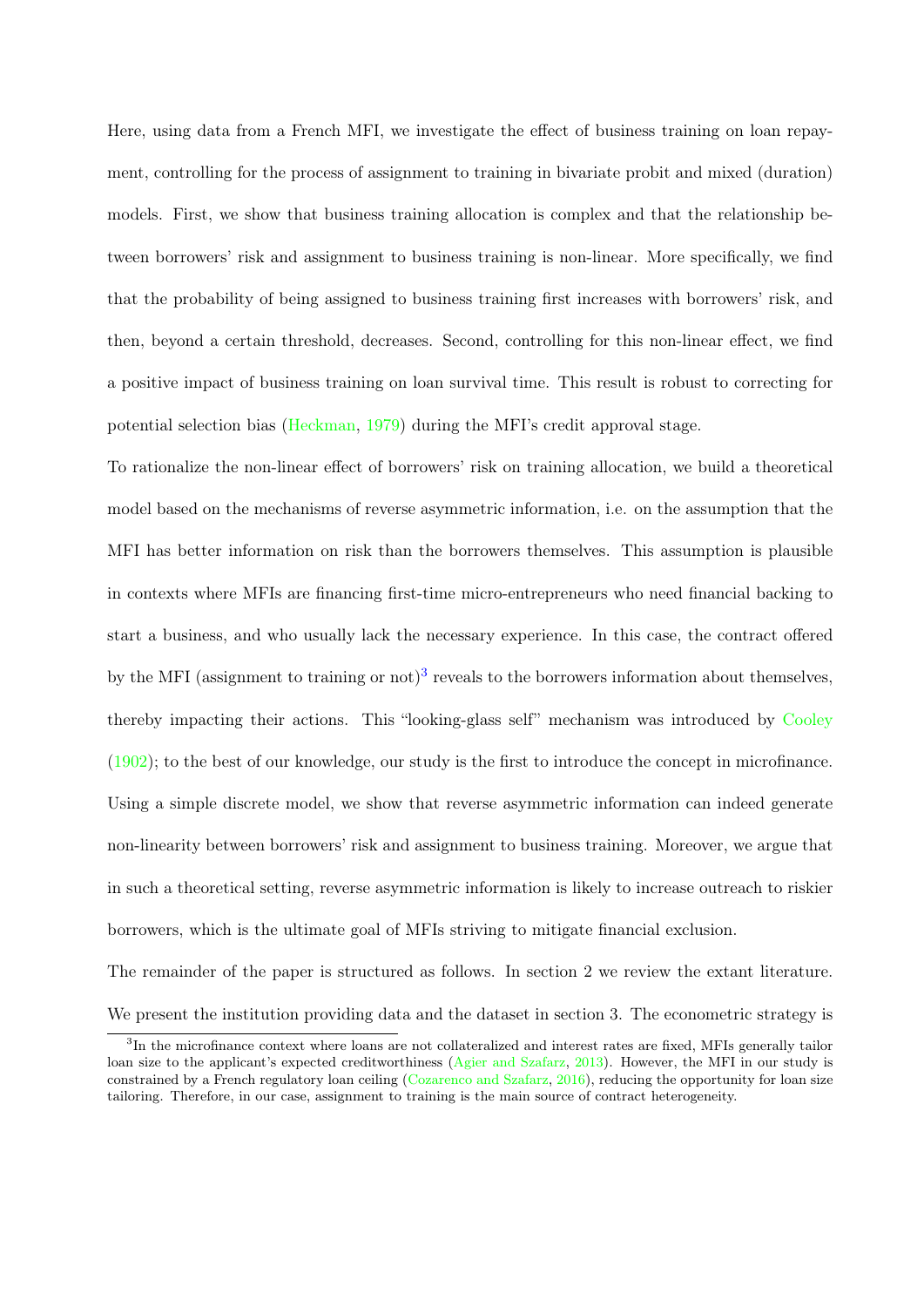Here, using data from a French MFI, we investigate the effect of business training on loan repayment, controlling for the process of assignment to training in bivariate probit and mixed (duration) models. First, we show that business training allocation is complex and that the relationship between borrowers' risk and assignment to business training is non-linear. More specifically, we find that the probability of being assigned to business training first increases with borrowers' risk, and then, beyond a certain threshold, decreases. Second, controlling for this non-linear effect, we find a positive impact of business training on loan survival time. This result is robust to correcting for potential selection bias (Heckman, 1979) during the MFI's credit approval stage.

To rationalize the non-linear effect of borrowers' risk on training allocation, we build a theoretical model based on the mechanisms of reverse asymmetric information, i.e. on the assumption that the MFI has better information on risk than the borrowers themselves. This assumption is plausible in contexts where MFIs are financing first-time micro-entrepreneurs who need financial backing to start a business, and who usually lack the necessary experience. In this case, the contract offered by the MFI (assignment to training or not)[3] reveals to the borrowers information about themselves, thereby impacting their actions. This "looking-glass self" mechanism was introduced by Cooley (1902); to the best of our knowledge, our study is the first to introduce the concept in microfinance. Using a simple discrete model, we show that reverse asymmetric information can indeed generate non-linearity between borrowers' risk and assignment to business training. Moreover, we argue that in such a theoretical setting, reverse asymmetric information is likely to increase outreach to riskier borrowers, which is the ultimate goal of MFIs striving to mitigate financial exclusion.

The remainder of the paper is structured as follows. In section 2 we review the extant literature. We present the institution providing data and the dataset in section 3. The econometric strategy is

[3] In the microfinance context where loans are not collateralized and interest rates are fixed, MFIs generally tailor loan size to the applicant's expected creditworthiness (Agier and Szafarz, 2013). However, the MFI in our study is constrained by a French regulatory loan ceiling (Cozarenco and Szafarz, 2016), reducing the opportunity for loan size tailoring. Therefore, in our case, assignment to training is the main source of contract heterogeneity.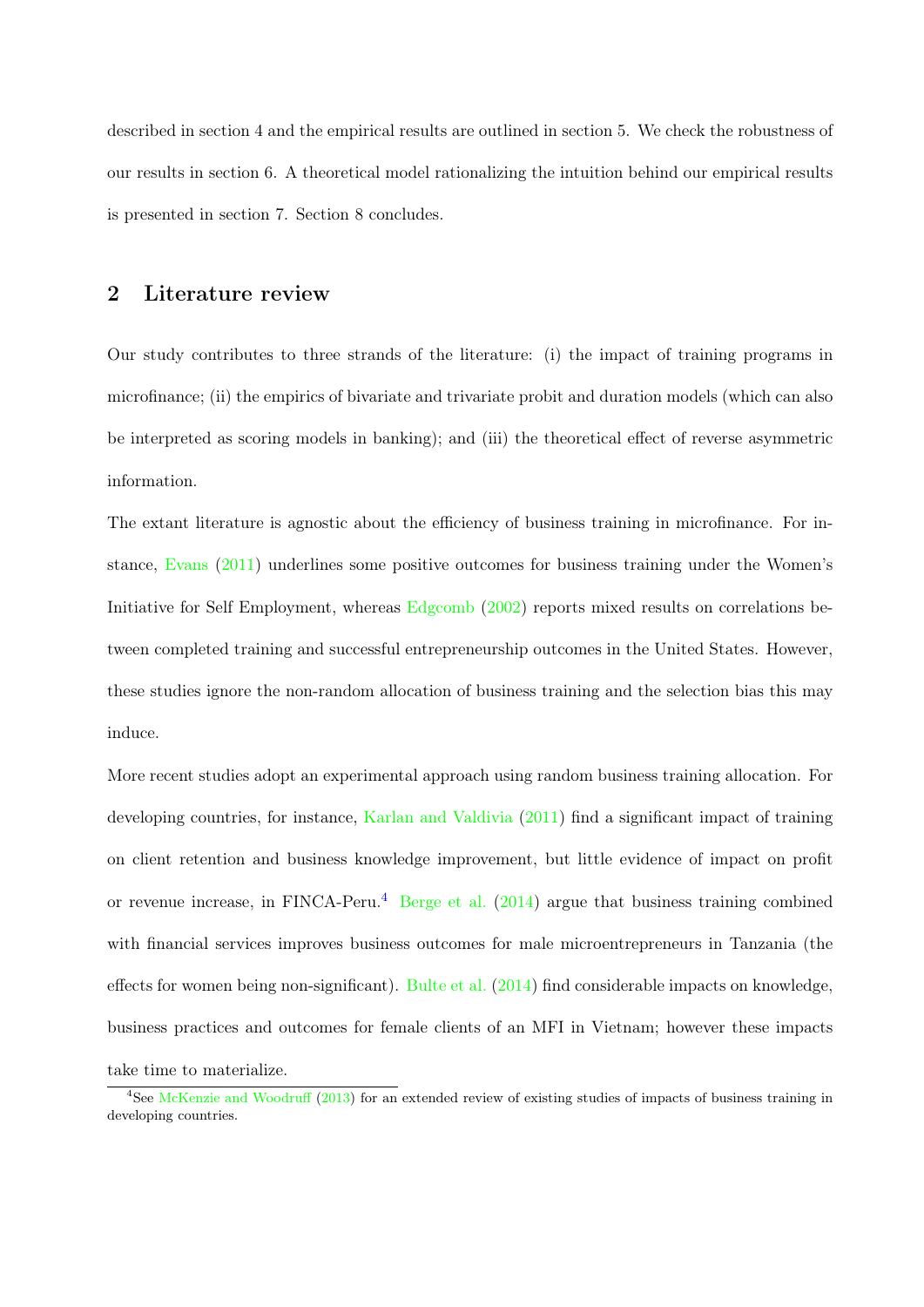described in section 4 and the empirical results are outlined in section 5. We check the robustness of our results in section 6. A theoretical model rationalizing the intuition behind our empirical results is presented in section 7. Section 8 concludes.

## 2 Literature review

Our study contributes to three strands of the literature: (i) the impact of training programs in microfinance; (ii) the empirics of bivariate and trivariate probit and duration models (which can also be interpreted as scoring models in banking); and (iii) the theoretical effect of reverse asymmetric information.

The extant literature is agnostic about the efficiency of business training in microfinance. For instance, Evans (2011) underlines some positive outcomes for business training under the Women's Initiative for Self Employment, whereas Edgcomb (2002) reports mixed results on correlations between completed training and successful entrepreneurship outcomes in the United States. However, these studies ignore the non-random allocation of business training and the selection bias this may induce.

More recent studies adopt an experimental approach using random business training allocation. For developing countries, for instance, Karlan and Valdivia (2011) find a significant impact of training on client retention and business knowledge improvement, but little evidence of impact on profit or revenue increase, in FINCA-Peru.[4] Berge et al. (2014) argue that business training combined with financial services improves business outcomes for male microentrepreneurs in Tanzania (the effects for women being non-significant). Bulte et al. (2014) find considerable impacts on knowledge, business practices and outcomes for female clients of an MFI in Vietnam; however these impacts take time to materialize.

[4] See McKenzie and Woodruff (2013) for an extended review of existing studies of impacts of business training in developing countries.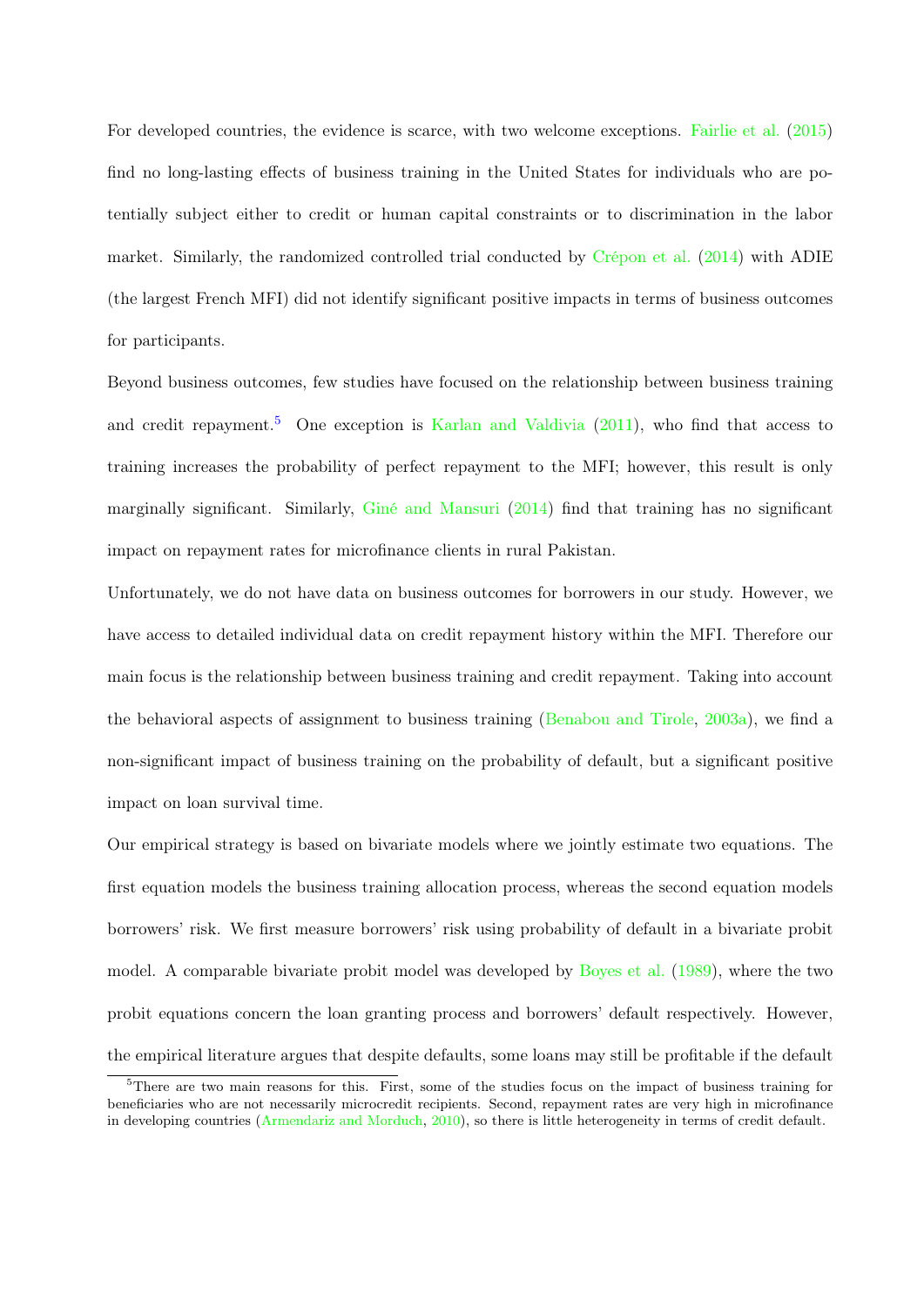For developed countries, the evidence is scarce, with two welcome exceptions. Fairlie et al. (2015) find no long-lasting effects of business training in the United States for individuals who are potentially subject either to credit or human capital constraints or to discrimination in the labor market. Similarly, the randomized controlled trial conducted by Crépon et al. (2014) with ADIE (the largest French MFI) did not identify significant positive impacts in terms of business outcomes for participants.

Beyond business outcomes, few studies have focused on the relationship between business training and credit repayment.[5] One exception is Karlan and Valdivia (2011), who find that access to training increases the probability of perfect repayment to the MFI; however, this result is only marginally significant. Similarly, Giné and Mansuri (2014) find that training has no significant impact on repayment rates for microfinance clients in rural Pakistan.

Unfortunately, we do not have data on business outcomes for borrowers in our study. However, we have access to detailed individual data on credit repayment history within the MFI. Therefore our main focus is the relationship between business training and credit repayment. Taking into account the behavioral aspects of assignment to business training (Benabou and Tirole, 2003a), we find a non-significant impact of business training on the probability of default, but a significant positive impact on loan survival time.

Our empirical strategy is based on bivariate models where we jointly estimate two equations. The first equation models the business training allocation process, whereas the second equation models borrowers' risk. We first measure borrowers' risk using probability of default in a bivariate probit model. A comparable bivariate probit model was developed by Boyes et al. (1989), where the two probit equations concern the loan granting process and borrowers' default respectively. However, the empirical literature argues that despite defaults, some loans may still be profitable if the default

[5] There are two main reasons for this. First, some of the studies focus on the impact of business training for beneficiaries who are not necessarily microcredit recipients. Second, repayment rates are very high in microfinance in developing countries (Armendariz and Morduch, 2010), so there is little heterogeneity in terms of credit default.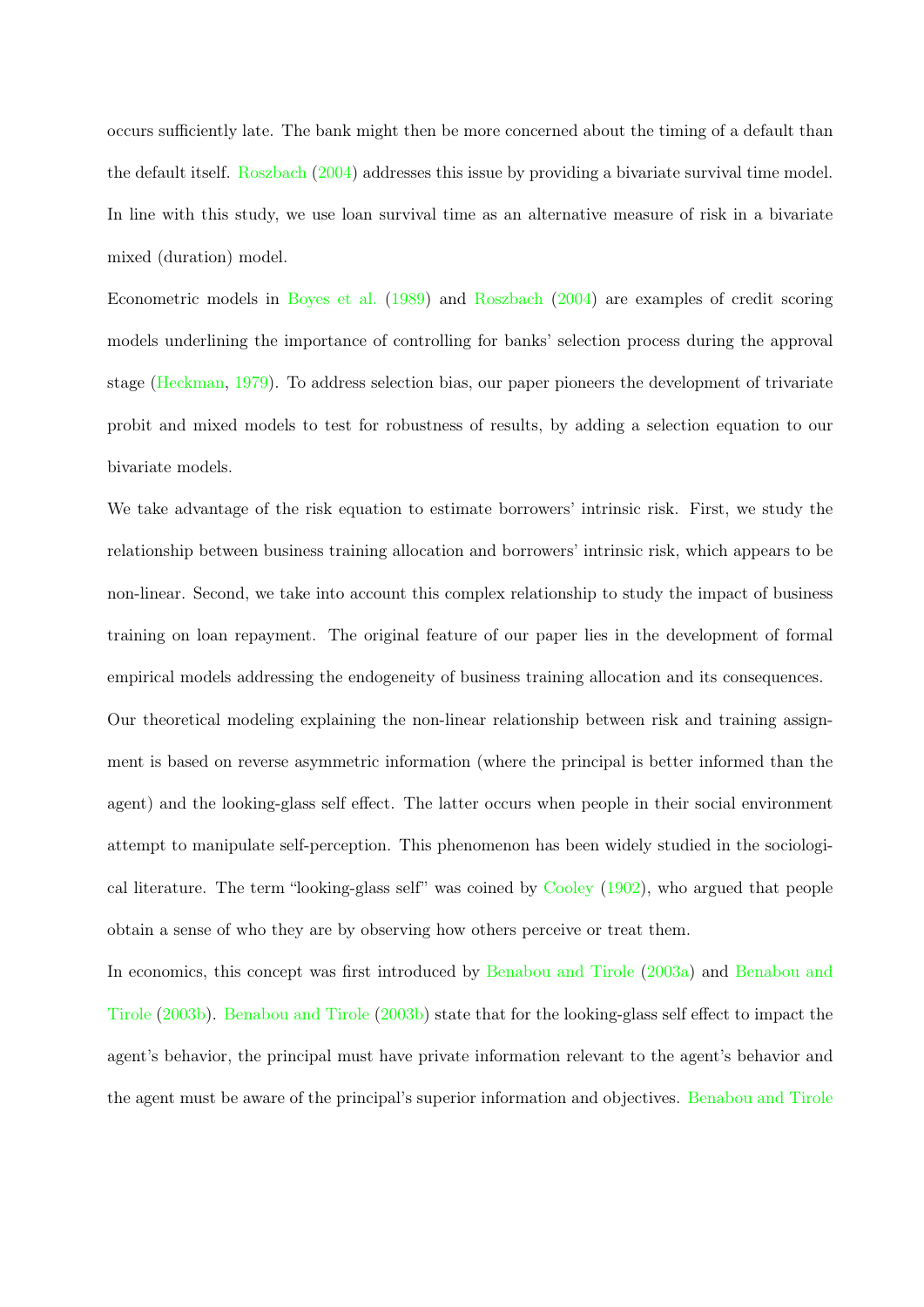occurs sufficiently late. The bank might then be more concerned about the timing of a default than the default itself. Roszbach (2004) addresses this issue by providing a bivariate survival time model. In line with this study, we use loan survival time as an alternative measure of risk in a bivariate mixed (duration) model.

Econometric models in Boyes et al. (1989) and Roszbach (2004) are examples of credit scoring models underlining the importance of controlling for banks' selection process during the approval stage (Heckman, 1979). To address selection bias, our paper pioneers the development of trivariate probit and mixed models to test for robustness of results, by adding a selection equation to our bivariate models.

We take advantage of the risk equation to estimate borrowers' intrinsic risk. First, we study the relationship between business training allocation and borrowers' intrinsic risk, which appears to be non-linear. Second, we take into account this complex relationship to study the impact of business training on loan repayment. The original feature of our paper lies in the development of formal empirical models addressing the endogeneity of business training allocation and its consequences.

Our theoretical modeling explaining the non-linear relationship between risk and training assignment is based on reverse asymmetric information (where the principal is better informed than the agent) and the looking-glass self effect. The latter occurs when people in their social environment attempt to manipulate self-perception. This phenomenon has been widely studied in the sociological literature. The term "looking-glass self" was coined by Cooley (1902), who argued that people obtain a sense of who they are by observing how others perceive or treat them.

In economics, this concept was first introduced by Benabou and Tirole (2003a) and Benabou and Tirole (2003b). Benabou and Tirole (2003b) state that for the looking-glass self effect to impact the agent's behavior, the principal must have private information relevant to the agent's behavior and the agent must be aware of the principal's superior information and objectives. Benabou and Tirole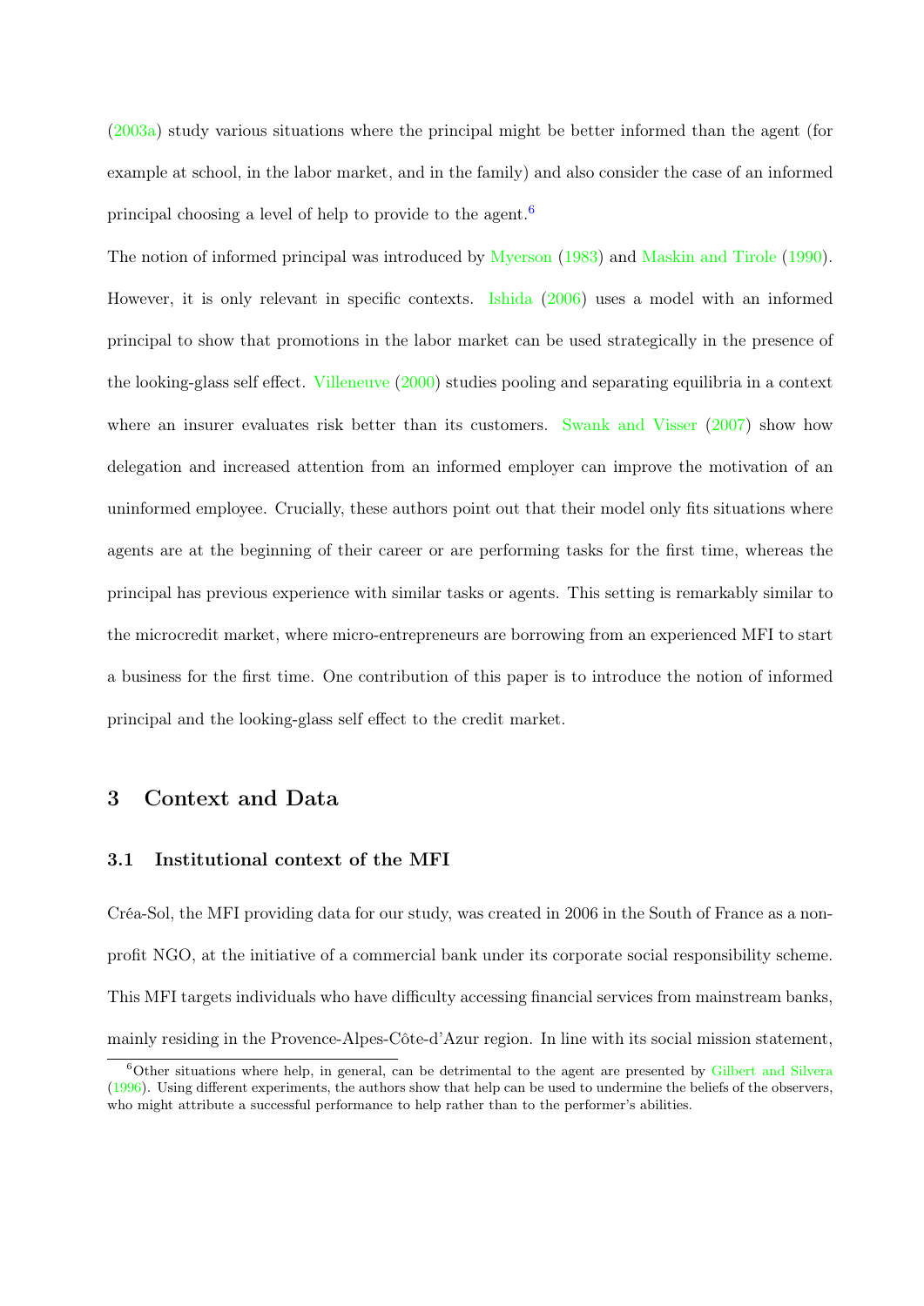(2003a) study various situations where the principal might be better informed than the agent (for example at school, in the labor market, and in the family) and also consider the case of an informed principal choosing a level of help to provide to the agent.[6]

The notion of informed principal was introduced by Myerson (1983) and Maskin and Tirole (1990). However, it is only relevant in specific contexts. Ishida (2006) uses a model with an informed principal to show that promotions in the labor market can be used strategically in the presence of the looking-glass self effect. Villeneuve (2000) studies pooling and separating equilibria in a context where an insurer evaluates risk better than its customers. Swank and Visser (2007) show how delegation and increased attention from an informed employer can improve the motivation of an uninformed employee. Crucially, these authors point out that their model only fits situations where agents are at the beginning of their career or are performing tasks for the first time, whereas the principal has previous experience with similar tasks or agents. This setting is remarkably similar to the microcredit market, where micro-entrepreneurs are borrowing from an experienced MFI to start a business for the first time. One contribution of this paper is to introduce the notion of informed principal and the looking-glass self effect to the credit market.

## 3 Context and Data

### 3.1 Institutional context of the MFI

Créa-Sol, the MFI providing data for our study, was created in 2006 in the South of France as a non-profit NGO, at the initiative of a commercial bank under its corporate social responsibility scheme. This MFI targets individuals who have difficulty accessing financial services from mainstream banks, mainly residing in the Provence-Alpes-Côte-d'Azur region. In line with its social mission statement,

[6]Other situations where help, in general, can be detrimental to the agent are presented by Gilbert and Silvera (1996). Using different experiments, the authors show that help can be used to undermine the beliefs of the observers, who might attribute a successful performance to help rather than to the performer's abilities.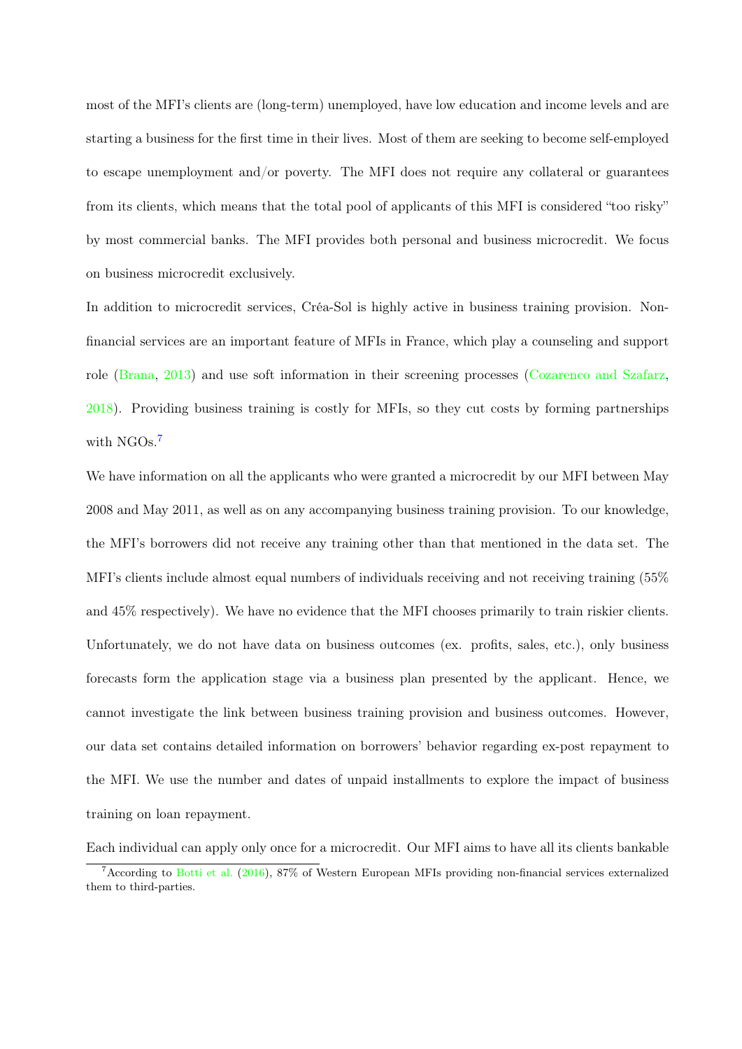most of the MFI's clients are (long-term) unemployed, have low education and income levels and are starting a business for the first time in their lives. Most of them are seeking to become self-employed to escape unemployment and/or poverty. The MFI does not require any collateral or guarantees from its clients, which means that the total pool of applicants of this MFI is considered "too risky" by most commercial banks. The MFI provides both personal and business microcredit. We focus on business microcredit exclusively.

In addition to microcredit services, Créa-Sol is highly active in business training provision. Non-financial services are an important feature of MFIs in France, which play a counseling and support role (Brana, 2013) and use soft information in their screening processes (Cozarenco and Szafarz, 2018). Providing business training is costly for MFIs, so they cut costs by forming partnerships with NGOs.[7]

We have information on all the applicants who were granted a microcredit by our MFI between May 2008 and May 2011, as well as on any accompanying business training provision. To our knowledge, the MFI's borrowers did not receive any training other than that mentioned in the data set. The MFI's clients include almost equal numbers of individuals receiving and not receiving training (55% and 45% respectively). We have no evidence that the MFI chooses primarily to train riskier clients. Unfortunately, we do not have data on business outcomes (ex. profits, sales, etc.), only business forecasts form the application stage via a business plan presented by the applicant. Hence, we cannot investigate the link between business training provision and business outcomes. However, our data set contains detailed information on borrowers' behavior regarding ex-post repayment to the MFI. We use the number and dates of unpaid installments to explore the impact of business training on loan repayment.

Each individual can apply only once for a microcredit. Our MFI aims to have all its clients bankable

[7] According to Botti et al. (2016), 87% of Western European MFIs providing non-financial services externalized them to third-parties.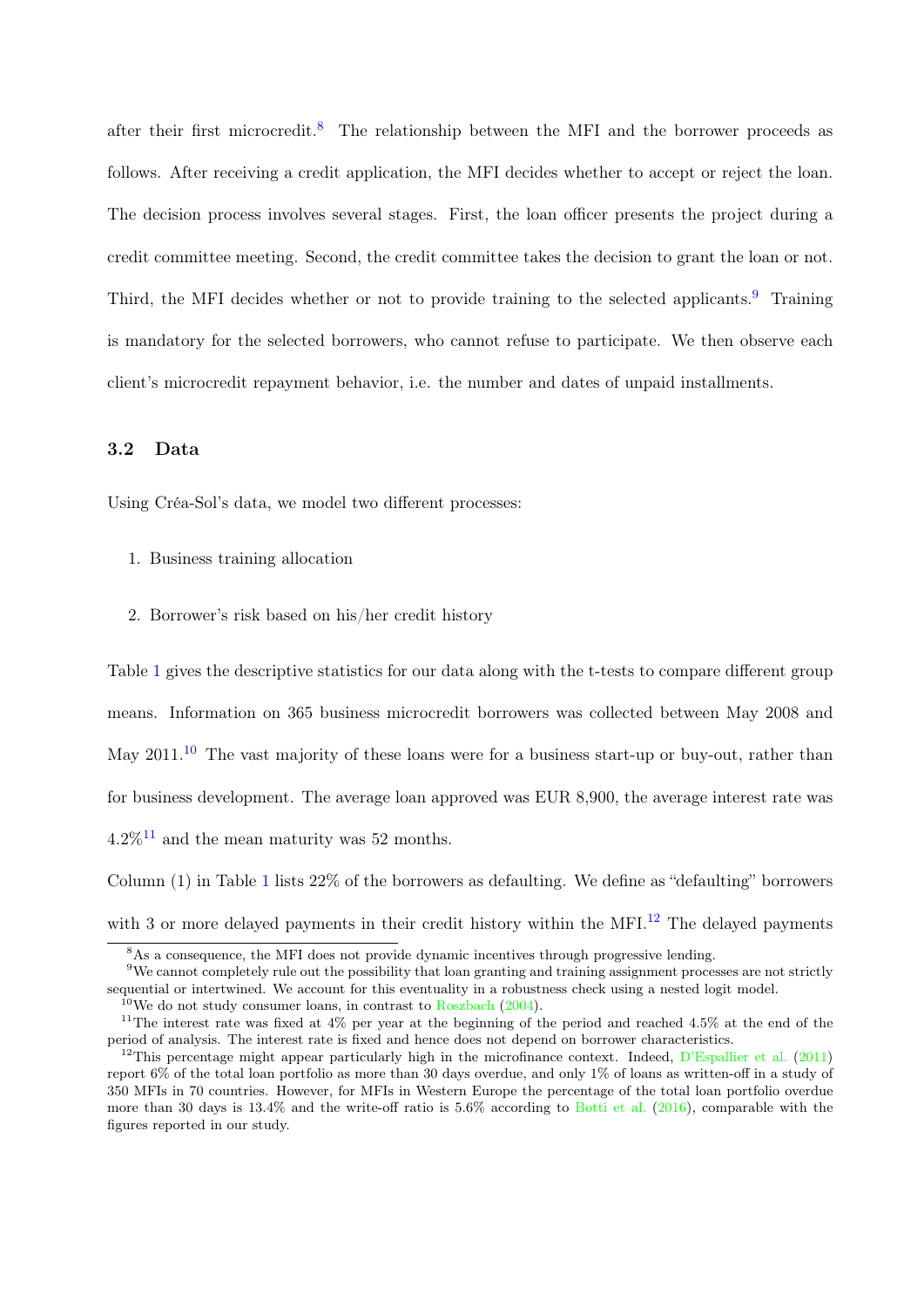after their first microcredit.[8] The relationship between the MFI and the borrower proceeds as follows. After receiving a credit application, the MFI decides whether to accept or reject the loan. The decision process involves several stages. First, the loan officer presents the project during a credit committee meeting. Second, the credit committee takes the decision to grant the loan or not. Third, the MFI decides whether or not to provide training to the selected applicants.[9] Training is mandatory for the selected borrowers, who cannot refuse to participate. We then observe each client's microcredit repayment behavior, i.e. the number and dates of unpaid installments.

### 3.2 Data

Using Créa-Sol's data, we model two different processes:

1. Business training allocation
2. Borrower's risk based on his/her credit history

Table 1 gives the descriptive statistics for our data along with the t-tests to compare different group means. Information on 365 business microcredit borrowers was collected between May 2008 and May 2011.[10] The vast majority of these loans were for a business start-up or buy-out, rather than for business development. The average loan approved was EUR 8,900, the average interest rate was 4.2%[11] and the mean maturity was 52 months.

Column (1) in Table 1 lists 22% of the borrowers as defaulting. We define as "defaulting" borrowers with 3 or more delayed payments in their credit history within the MFI.[12] The delayed payments

[8] As a consequence, the MFI does not provide dynamic incentives through progressive lending.

[9] We cannot completely rule out the possibility that loan granting and training assignment processes are not strictly sequential or intertwined. We account for this eventuality in a robustness check using a nested logit model.

[10] We do not study consumer loans, in contrast to Roszbach (2004).

[11] The interest rate was fixed at 4% per year at the beginning of the period and reached 4.5% at the end of the period of analysis. The interest rate is fixed and hence does not depend on borrower characteristics.

[12] This percentage might appear particularly high in the microfinance context. Indeed, D'Espallier et al. (2011) report 6% of the total loan portfolio as more than 30 days overdue, and only 1% of loans as written-off in a study of 350 MFIs in 70 countries. However, for MFIs in Western Europe the percentage of the total loan portfolio overdue more than 30 days is 13.4% and the write-off ratio is 5.6% according to Botti et al. (2016), comparable with the figures reported in our study.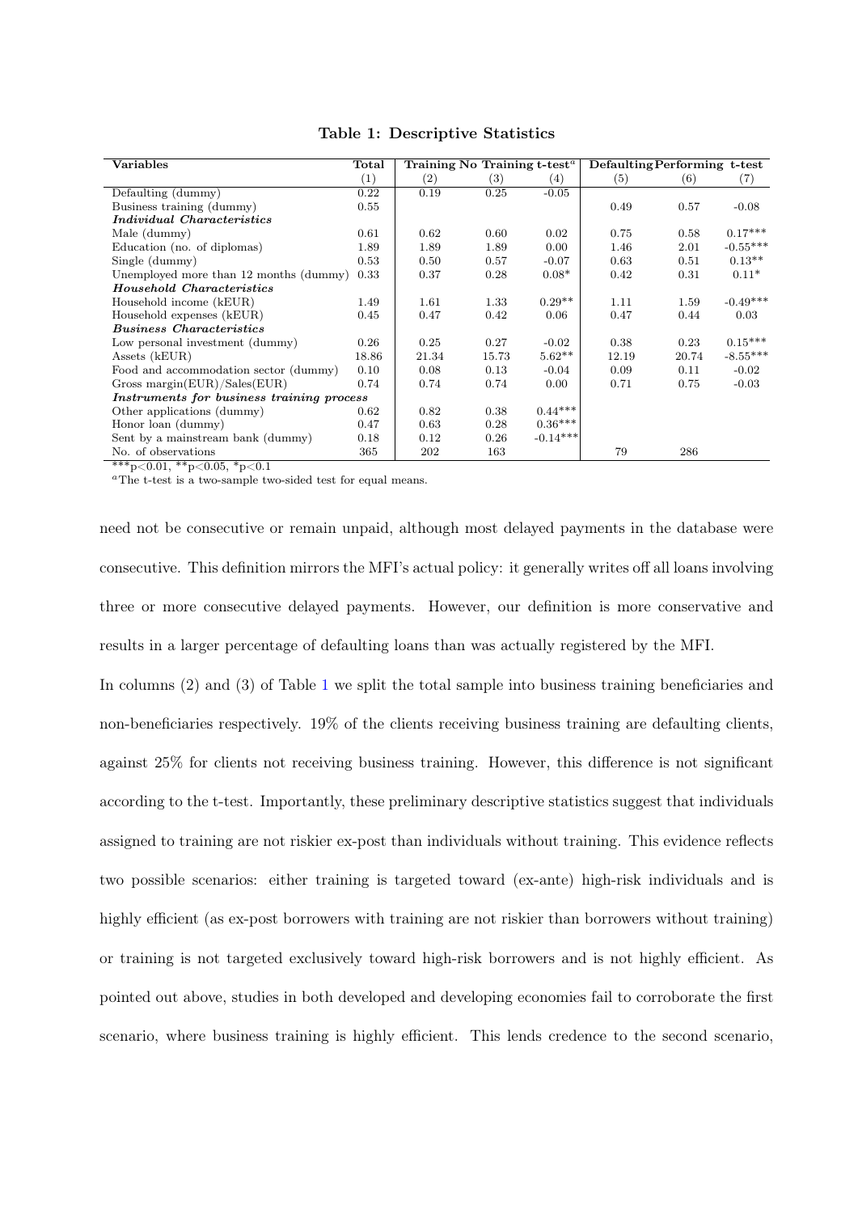**Table 1: Descriptive Statistics**

| Variables | Total | Training | No Training | t-test[a] | Defaulting | Performing | t-test |
|---|---|---|---|---|---|---|---|
| | (1) | (2) | (3) | (4) | (5) | (6) | (7) |
| Defaulting (dummy) | 0.22 | 0.19 | 0.25 | -0.05 | | | |
| Business training (dummy) | 0.55 | | | | 0.49 | 0.57 | -0.08 |
| ***Individual Characteristics*** | | | | | | | |
| Male (dummy) | 0.61 | 0.62 | 0.60 | 0.02 | 0.75 | 0.58 | 0.17*** |
| Education (no. of diplomas) | 1.89 | 1.89 | 1.89 | 0.00 | 1.46 | 2.01 | -0.55*** |
| Single (dummy) | 0.53 | 0.50 | 0.57 | -0.07 | 0.63 | 0.51 | 0.13** |
| Unemployed more than 12 months (dummy) | 0.33 | 0.37 | 0.28 | 0.08* | 0.42 | 0.31 | 0.11* |
| ***Household Characteristics*** | | | | | | | |
| Household income (kEUR) | 1.49 | 1.61 | 1.33 | 0.29** | 1.11 | 1.59 | -0.49*** |
| Household expenses (kEUR) | 0.45 | 0.47 | 0.42 | 0.06 | 0.47 | 0.44 | 0.03 |
| ***Business Characteristics*** | | | | | | | |
| Low personal investment (dummy) | 0.26 | 0.25 | 0.27 | -0.02 | 0.38 | 0.23 | 0.15*** |
| Assets (kEUR) | 18.86 | 21.34 | 15.73 | 5.62** | 12.19 | 20.74 | -8.55*** |
| Food and accommodation sector (dummy) | 0.10 | 0.08 | 0.13 | -0.04 | 0.09 | 0.11 | -0.02 |
| Gross margin(EUR)/Sales(EUR) | 0.74 | 0.74 | 0.74 | 0.00 | 0.71 | 0.75 | -0.03 |
| ***Instruments for business training process*** | | | | | | | |
| Other applications (dummy) | 0.62 | 0.82 | 0.38 | 0.44*** | | | |
| Honor loan (dummy) | 0.47 | 0.63 | 0.28 | 0.36*** | | | |
| Sent by a mainstream bank (dummy) | 0.18 | 0.12 | 0.26 | -0.14*** | | | |
| No. of observations | 365 | 202 | 163 | | 79 | 286 | |

***p<0.01, **p<0.05, *p<0.1

[a] The t-test is a two-sample two-sided test for equal means.

need not be consecutive or remain unpaid, although most delayed payments in the database were consecutive. This definition mirrors the MFI's actual policy: it generally writes off all loans involving three or more consecutive delayed payments. However, our definition is more conservative and results in a larger percentage of defaulting loans than was actually registered by the MFI.

In columns (2) and (3) of Table 1 we split the total sample into business training beneficiaries and non-beneficiaries respectively. 19% of the clients receiving business training are defaulting clients, against 25% for clients not receiving business training. However, this difference is not significant according to the t-test. Importantly, these preliminary descriptive statistics suggest that individuals assigned to training are not riskier ex-post than individuals without training. This evidence reflects two possible scenarios: either training is targeted toward (ex-ante) high-risk individuals and is highly efficient (as ex-post borrowers with training are not riskier than borrowers without training) or training is not targeted exclusively toward high-risk borrowers and is not highly efficient. As pointed out above, studies in both developed and developing economies fail to corroborate the first scenario, where business training is highly efficient. This lends credence to the second scenario,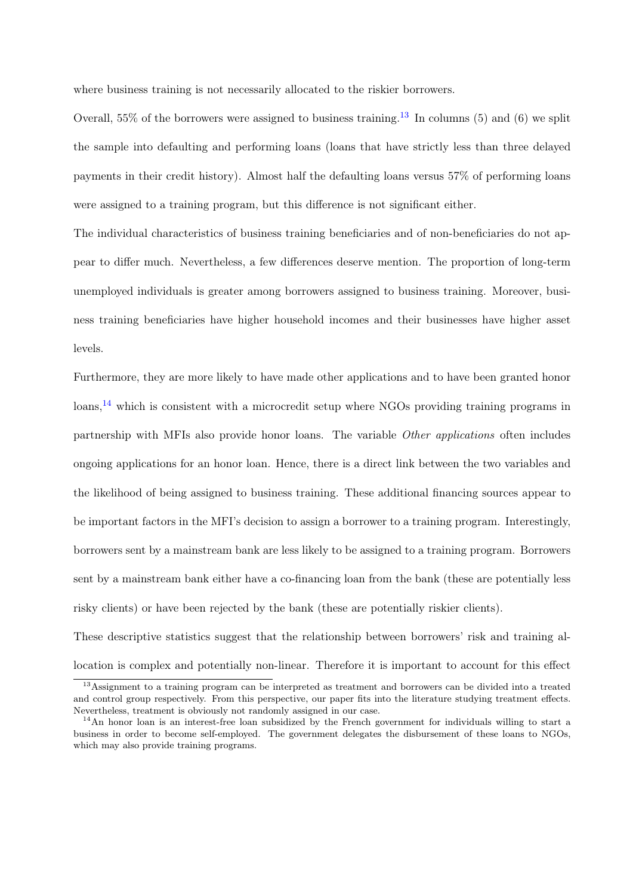where business training is not necessarily allocated to the riskier borrowers.

Overall, 55% of the borrowers were assigned to business training.[13] In columns (5) and (6) we split the sample into defaulting and performing loans (loans that have strictly less than three delayed payments in their credit history). Almost half the defaulting loans versus 57% of performing loans were assigned to a training program, but this difference is not significant either.

The individual characteristics of business training beneficiaries and of non-beneficiaries do not appear to differ much. Nevertheless, a few differences deserve mention. The proportion of long-term unemployed individuals is greater among borrowers assigned to business training. Moreover, business training beneficiaries have higher household incomes and their businesses have higher asset levels.

Furthermore, they are more likely to have made other applications and to have been granted honor loans,[14] which is consistent with a microcredit setup where NGOs providing training programs in partnership with MFIs also provide honor loans. The variable *Other applications* often includes ongoing applications for an honor loan. Hence, there is a direct link between the two variables and the likelihood of being assigned to business training. These additional financing sources appear to be important factors in the MFI's decision to assign a borrower to a training program. Interestingly, borrowers sent by a mainstream bank are less likely to be assigned to a training program. Borrowers sent by a mainstream bank either have a co-financing loan from the bank (these are potentially less risky clients) or have been rejected by the bank (these are potentially riskier clients).

These descriptive statistics suggest that the relationship between borrowers' risk and training allocation is complex and potentially non-linear. Therefore it is important to account for this effect

[13] Assignment to a training program can be interpreted as treatment and borrowers can be divided into a treated and control group respectively. From this perspective, our paper fits into the literature studying treatment effects. Nevertheless, treatment is obviously not randomly assigned in our case.

[14] An honor loan is an interest-free loan subsidized by the French government for individuals willing to start a business in order to become self-employed. The government delegates the disbursement of these loans to NGOs, which may also provide training programs.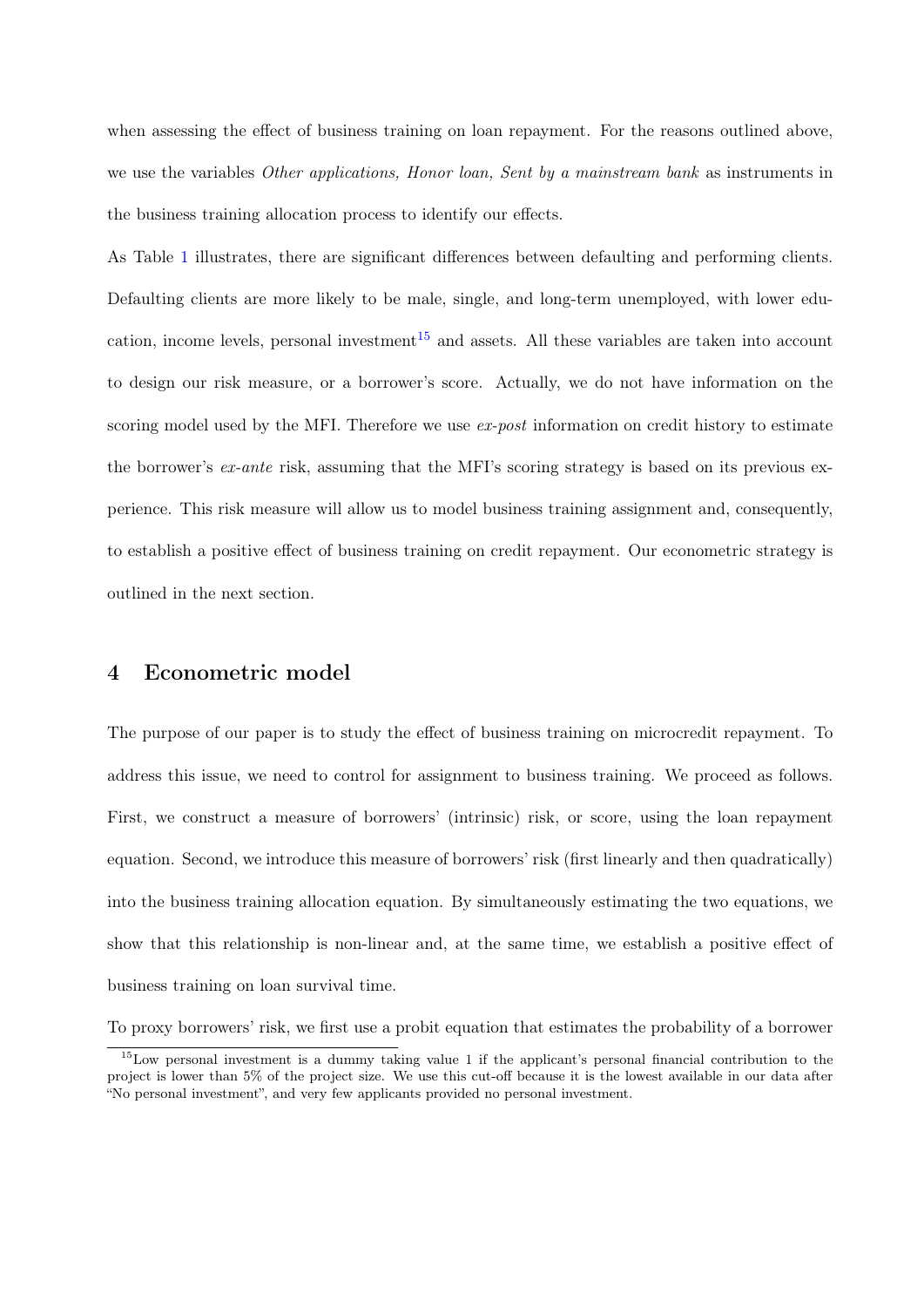when assessing the effect of business training on loan repayment. For the reasons outlined above, we use the variables *Other applications, Honor loan, Sent by a mainstream bank* as instruments in the business training allocation process to identify our effects.

As Table 1 illustrates, there are significant differences between defaulting and performing clients. Defaulting clients are more likely to be male, single, and long-term unemployed, with lower education, income levels, personal investment[15] and assets. All these variables are taken into account to design our risk measure, or a borrower's score. Actually, we do not have information on the scoring model used by the MFI. Therefore we use *ex-post* information on credit history to estimate the borrower's *ex-ante* risk, assuming that the MFI's scoring strategy is based on its previous experience. This risk measure will allow us to model business training assignment and, consequently, to establish a positive effect of business training on credit repayment. Our econometric strategy is outlined in the next section.

## 4 Econometric model

The purpose of our paper is to study the effect of business training on microcredit repayment. To address this issue, we need to control for assignment to business training. We proceed as follows. First, we construct a measure of borrowers' (intrinsic) risk, or score, using the loan repayment equation. Second, we introduce this measure of borrowers' risk (first linearly and then quadratically) into the business training allocation equation. By simultaneously estimating the two equations, we show that this relationship is non-linear and, at the same time, we establish a positive effect of business training on loan survival time.

To proxy borrowers' risk, we first use a probit equation that estimates the probability of a borrower

[15] Low personal investment is a dummy taking value 1 if the applicant's personal financial contribution to the project is lower than 5% of the project size. We use this cut-off because it is the lowest available in our data after "No personal investment", and very few applicants provided no personal investment.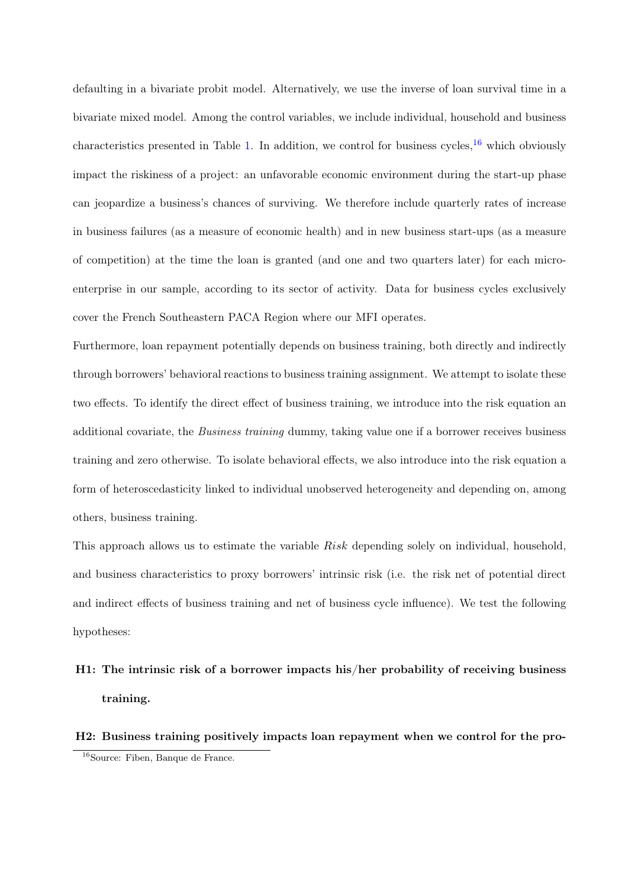defaulting in a bivariate probit model. Alternatively, we use the inverse of loan survival time in a bivariate mixed model. Among the control variables, we include individual, household and business characteristics presented in Table 1. In addition, we control for business cycles,[16] which obviously impact the riskiness of a project: an unfavorable economic environment during the start-up phase can jeopardize a business's chances of surviving. We therefore include quarterly rates of increase in business failures (as a measure of economic health) and in new business start-ups (as a measure of competition) at the time the loan is granted (and one and two quarters later) for each micro-enterprise in our sample, according to its sector of activity. Data for business cycles exclusively cover the French Southeastern PACA Region where our MFI operates.

Furthermore, loan repayment potentially depends on business training, both directly and indirectly through borrowers' behavioral reactions to business training assignment. We attempt to isolate these two effects. To identify the direct effect of business training, we introduce into the risk equation an additional covariate, the *Business training* dummy, taking value one if a borrower receives business training and zero otherwise. To isolate behavioral effects, we also introduce into the risk equation a form of heteroscedasticity linked to individual unobserved heterogeneity and depending on, among others, business training.

This approach allows us to estimate the variable *Risk* depending solely on individual, household, and business characteristics to proxy borrowers' intrinsic risk (i.e. the risk net of potential direct and indirect effects of business training and net of business cycle influence). We test the following hypotheses:

**H1: The intrinsic risk of a borrower impacts his/her probability of receiving business training.**

**H2: Business training positively impacts loan repayment when we control for the pro-**

[16] Source: Fiben, Banque de France.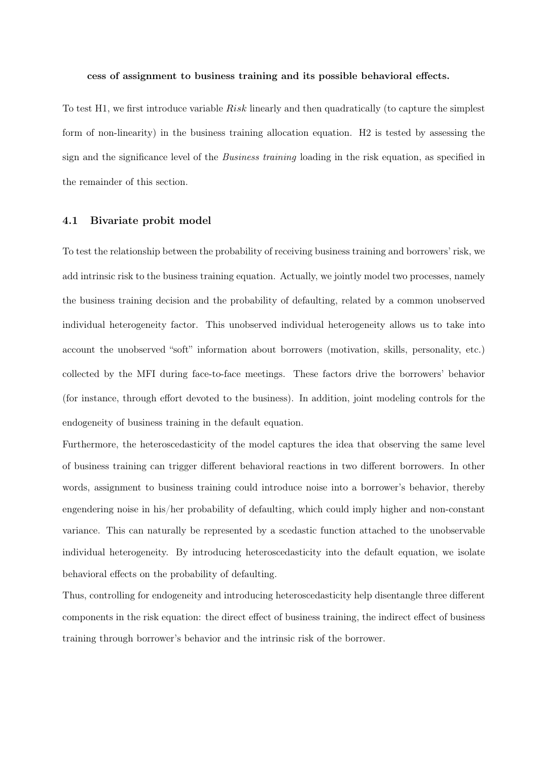**cess of assignment to business training and its possible behavioral effects.**

To test H1, we first introduce variable *Risk* linearly and then quadratically (to capture the simplest form of non-linearity) in the business training allocation equation. H2 is tested by assessing the sign and the significance level of the *Business training* loading in the risk equation, as specified in the remainder of this section.

### 4.1 Bivariate probit model

To test the relationship between the probability of receiving business training and borrowers' risk, we add intrinsic risk to the business training equation. Actually, we jointly model two processes, namely the business training decision and the probability of defaulting, related by a common unobserved individual heterogeneity factor. This unobserved individual heterogeneity allows us to take into account the unobserved "soft" information about borrowers (motivation, skills, personality, etc.) collected by the MFI during face-to-face meetings. These factors drive the borrowers' behavior (for instance, through effort devoted to the business). In addition, joint modeling controls for the endogeneity of business training in the default equation.

Furthermore, the heteroscedasticity of the model captures the idea that observing the same level of business training can trigger different behavioral reactions in two different borrowers. In other words, assignment to business training could introduce noise into a borrower's behavior, thereby engendering noise in his/her probability of defaulting, which could imply higher and non-constant variance. This can naturally be represented by a scedastic function attached to the unobservable individual heterogeneity. By introducing heteroscedasticity into the default equation, we isolate behavioral effects on the probability of defaulting.

Thus, controlling for endogeneity and introducing heteroscedasticity help disentangle three different components in the risk equation: the direct effect of business training, the indirect effect of business training through borrower's behavior and the intrinsic risk of the borrower.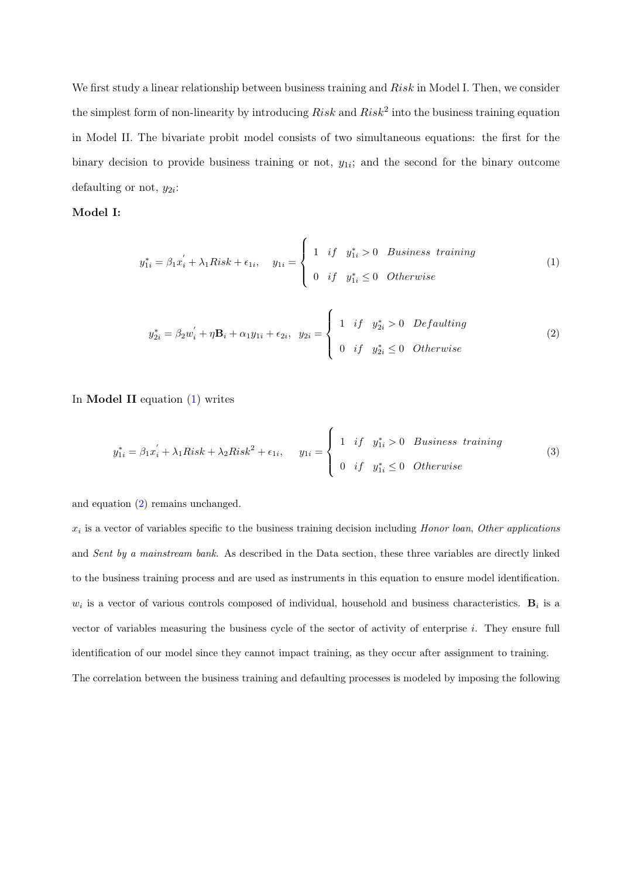We first study a linear relationship between business training and *Risk* in Model I. Then, we consider the simplest form of non-linearity by introducing *Risk* and $Risk^2$ into the business training equation in Model II. The bivariate probit model consists of two simultaneous equations: the first for the binary decision to provide business training or not, $y_{1i}$; and the second for the binary outcome defaulting or not, $y_{2i}$:

**Model I:**

$$y_{1i}^* = \beta_1 x_i^{'} + \lambda_1 Risk + \epsilon_{1i}, \quad y_{1i} = \begin{cases} 1 & if \quad y_{1i}^* > 0 \quad Business \;\; training \\ 0 & if \quad y_{1i}^* \leq 0 \quad Otherwise \end{cases} \tag{1}$$

$$y_{2i}^* = \beta_2 w_i^{'} + \eta \mathbf{B}_i + \alpha_1 y_{1i} + \epsilon_{2i}, \quad y_{2i} = \begin{cases} 1 & if \quad y_{2i}^* > 0 \quad Defaulting \\ 0 & if \quad y_{2i}^* \leq 0 \quad Otherwise \end{cases} \tag{2}$$

In **Model II** equation (1) writes

$$y_{1i}^* = \beta_1 x_i^{'} + \lambda_1 Risk + \lambda_2 Risk^2 + \epsilon_{1i}, \quad y_{1i} = \begin{cases} 1 & if \quad y_{1i}^* > 0 \quad Business \;\; training \\ 0 & if \quad y_{1i}^* \leq 0 \quad Otherwise \end{cases} \tag{3}$$

and equation (2) remains unchanged.

$x_i$ is a vector of variables specific to the business training decision including *Honor loan*, *Other applications* and *Sent by a mainstream bank*. As described in the Data section, these three variables are directly linked to the business training process and are used as instruments in this equation to ensure model identification. $w_i$ is a vector of various controls composed of individual, household and business characteristics. $\mathbf{B}_i$ is a vector of variables measuring the business cycle of the sector of activity of enterprise $i$. They ensure full identification of our model since they cannot impact training, as they occur after assignment to training. The correlation between the business training and defaulting processes is modeled by imposing the following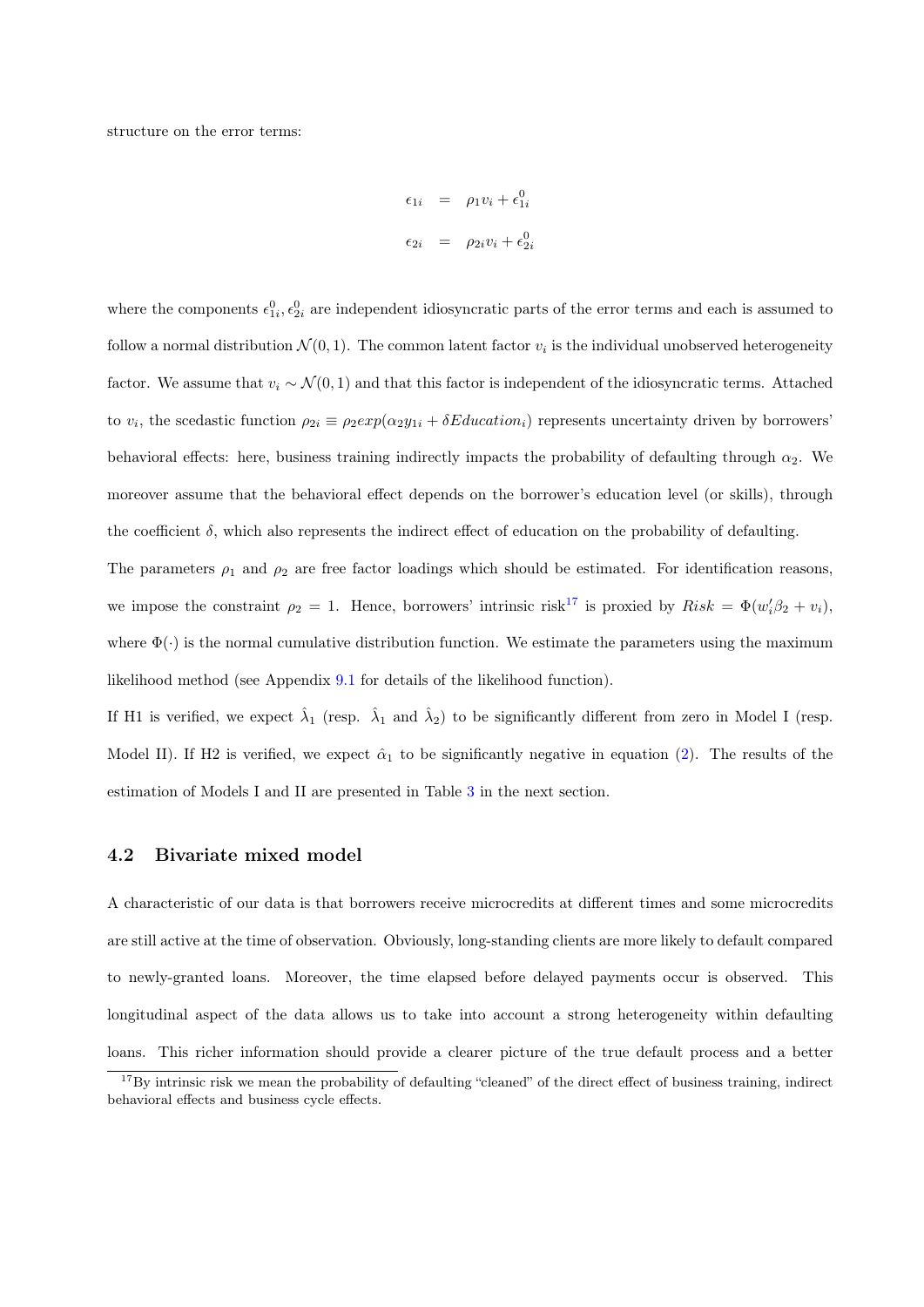structure on the error terms:

$$
\begin{aligned}
\epsilon_{1i} &= \rho_1 v_i + \epsilon_{1i}^0 \\
\epsilon_{2i} &= \rho_{2i} v_i + \epsilon_{2i}^0
\end{aligned}
$$

where the components $\epsilon_{1i}^0, \epsilon_{2i}^0$ are independent idiosyncratic parts of the error terms and each is assumed to follow a normal distribution $\mathcal{N}(0,1)$. The common latent factor $v_i$ is the individual unobserved heterogeneity factor. We assume that $v_i \sim \mathcal{N}(0,1)$ and that this factor is independent of the idiosyncratic terms. Attached to $v_i$, the scedastic function $\rho_{2i} \equiv \rho_2 exp(\alpha_2 y_{1i} + \delta Education_i)$ represents uncertainty driven by borrowers' behavioral effects: here, business training indirectly impacts the probability of defaulting through $\alpha_2$. We moreover assume that the behavioral effect depends on the borrower's education level (or skills), through the coefficient $\delta$, which also represents the indirect effect of education on the probability of defaulting.

The parameters $\rho_1$ and $\rho_2$ are free factor loadings which should be estimated. For identification reasons, we impose the constraint $\rho_2 = 1$. Hence, borrowers' intrinsic risk[17] is proxied by $Risk = \Phi(w_i'\beta_2 + v_i)$, where $\Phi(\cdot)$ is the normal cumulative distribution function. We estimate the parameters using the maximum likelihood method (see Appendix 9.1 for details of the likelihood function).

If H1 is verified, we expect $\hat{\lambda}_1$ (resp. $\hat{\lambda}_1$ and $\hat{\lambda}_2$) to be significantly different from zero in Model I (resp. Model II). If H2 is verified, we expect $\hat{\alpha}_1$ to be significantly negative in equation (2). The results of the estimation of Models I and II are presented in Table 3 in the next section.

## 4.2 Bivariate mixed model

A characteristic of our data is that borrowers receive microcredits at different times and some microcredits are still active at the time of observation. Obviously, long-standing clients are more likely to default compared to newly-granted loans. Moreover, the time elapsed before delayed payments occur is observed. This longitudinal aspect of the data allows us to take into account a strong heterogeneity within defaulting loans. This richer information should provide a clearer picture of the true default process and a better

[17] By intrinsic risk we mean the probability of defaulting "cleaned" of the direct effect of business training, indirect behavioral effects and business cycle effects.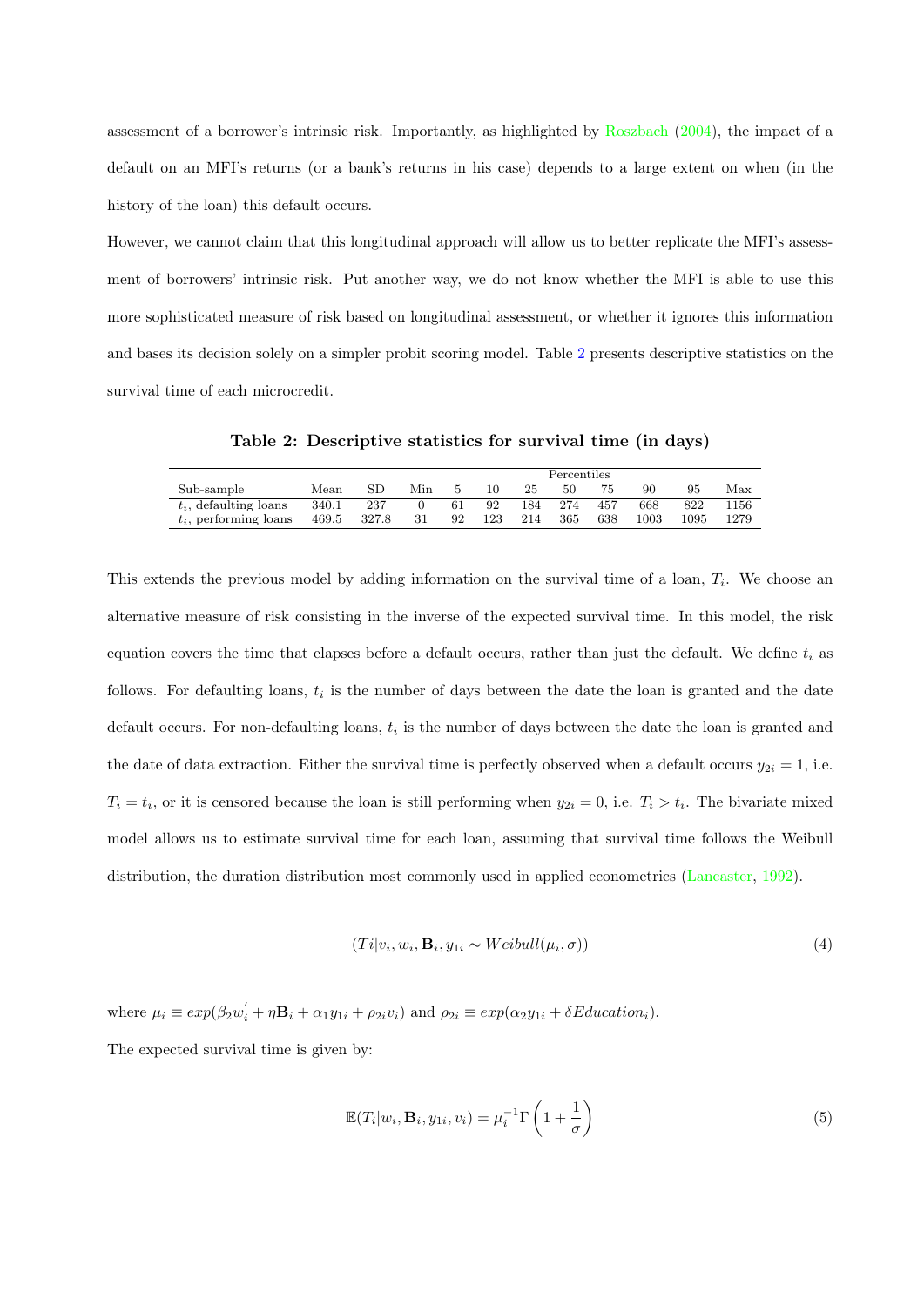assessment of a borrower's intrinsic risk. Importantly, as highlighted by Roszbach (2004), the impact of a default on an MFI's returns (or a bank's returns in his case) depends to a large extent on when (in the history of the loan) this default occurs.

However, we cannot claim that this longitudinal approach will allow us to better replicate the MFI's assessment of borrowers' intrinsic risk. Put another way, we do not know whether the MFI is able to use this more sophisticated measure of risk based on longitudinal assessment, or whether it ignores this information and bases its decision solely on a simpler probit scoring model. Table 2 presents descriptive statistics on the survival time of each microcredit.

**Table 2: Descriptive statistics for survival time (in days)**

| | | | | Percentiles | | | | | | | |
|---|---|---|---|---|---|---|---|---|---|---|---|
| Sub-sample | Mean | SD | Min | 5 | 10 | 25 | 50 | 75 | 90 | 95 | Max |
| $t_i$, defaulting loans | 340.1 | 237 | 0 | 61 | 92 | 184 | 274 | 457 | 668 | 822 | 1156 |
| $t_i$, performing loans | 469.5 | 327.8 | 31 | 92 | 123 | 214 | 365 | 638 | 1003 | 1095 | 1279 |

This extends the previous model by adding information on the survival time of a loan, $T_i$. We choose an alternative measure of risk consisting in the inverse of the expected survival time. In this model, the risk equation covers the time that elapses before a default occurs, rather than just the default. We define $t_i$ as follows. For defaulting loans, $t_i$ is the number of days between the date the loan is granted and the date default occurs. For non-defaulting loans, $t_i$ is the number of days between the date the loan is granted and the date of data extraction. Either the survival time is perfectly observed when a default occurs $y_{2i} = 1$, i.e. $T_i = t_i$, or it is censored because the loan is still performing when $y_{2i} = 0$, i.e. $T_i > t_i$. The bivariate mixed model allows us to estimate survival time for each loan, assuming that survival time follows the Weibull distribution, the duration distribution most commonly used in applied econometrics (Lancaster, 1992).

$$(Ti|v_i, w_i, \mathbf{B}_i, y_{1i} \sim Weibull(\mu_i, \sigma)) \tag{4}$$

where $\mu_i \equiv exp(\beta_2 w_i^{'} + \eta \mathbf{B}_i + \alpha_1 y_{1i} + \rho_{2i} v_i)$ and $\rho_{2i} \equiv exp(\alpha_2 y_{1i} + \delta Education_i)$.

The expected survival time is given by:

$$\mathbb{E}(T_i|w_i, \mathbf{B}_i, y_{1i}, v_i) = \mu_i^{-1}\Gamma\left(1 + \frac{1}{\sigma}\right) \tag{5}$$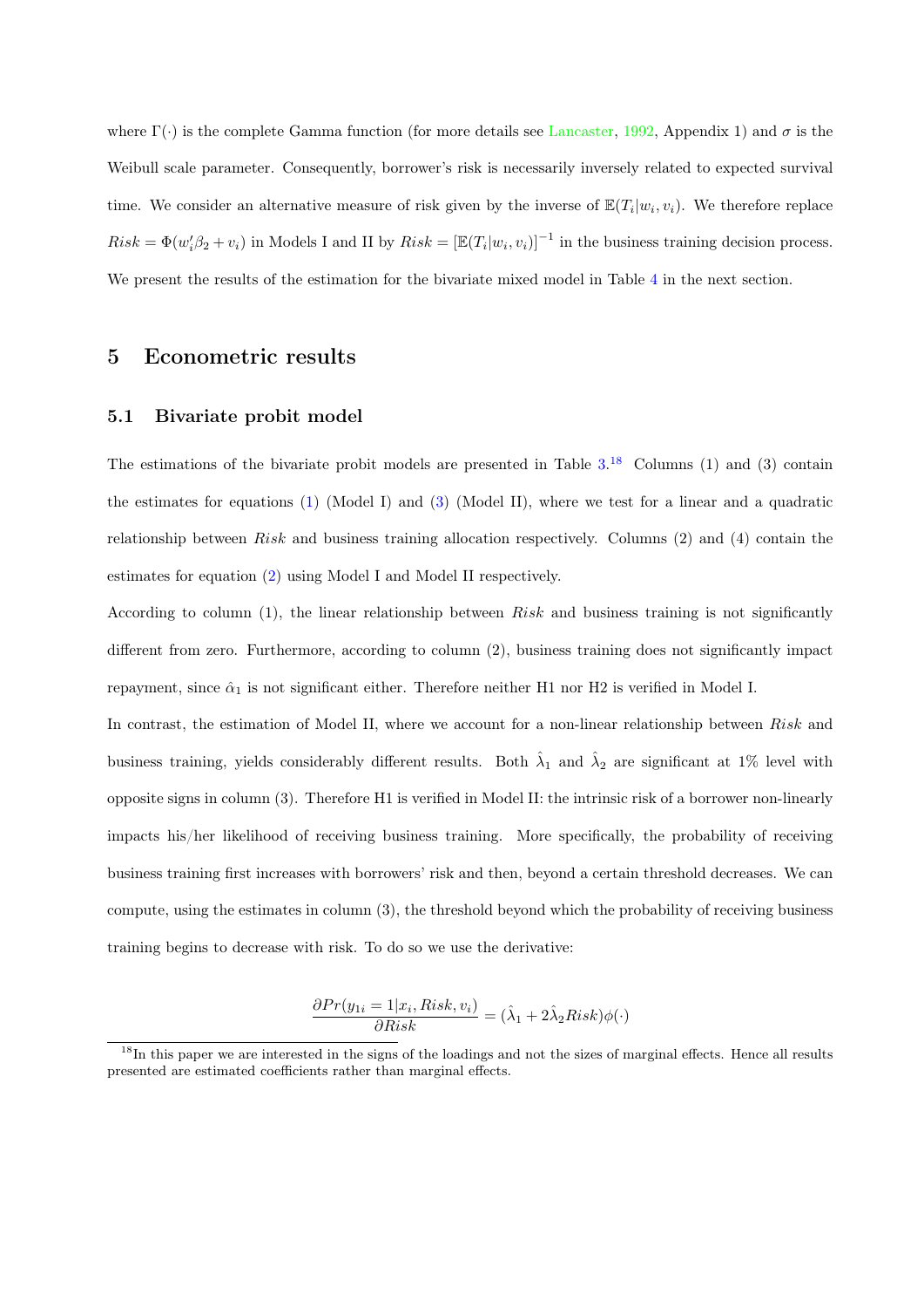where $\Gamma(\cdot)$ is the complete Gamma function (for more details see Lancaster, 1992, Appendix 1) and $\sigma$ is the Weibull scale parameter. Consequently, borrower's risk is necessarily inversely related to expected survival time. We consider an alternative measure of risk given by the inverse of $\mathbb{E}(T_i|w_i, v_i)$. We therefore replace $Risk = \Phi(w_i'\beta_2 + v_i)$ in Models I and II by $Risk = [\mathbb{E}(T_i|w_i, v_i)]^{-1}$ in the business training decision process. We present the results of the estimation for the bivariate mixed model in Table 4 in the next section.

# 5 Econometric results

## 5.1 Bivariate probit model

The estimations of the bivariate probit models are presented in Table 3.[18] Columns (1) and (3) contain the estimates for equations (1) (Model I) and (3) (Model II), where we test for a linear and a quadratic relationship between *Risk* and business training allocation respectively. Columns (2) and (4) contain the estimates for equation (2) using Model I and Model II respectively.

According to column (1), the linear relationship between *Risk* and business training is not significantly different from zero. Furthermore, according to column (2), business training does not significantly impact repayment, since $\hat{\alpha}_1$ is not significant either. Therefore neither H1 nor H2 is verified in Model I.

In contrast, the estimation of Model II, where we account for a non-linear relationship between *Risk* and business training, yields considerably different results. Both $\hat{\lambda}_1$ and $\hat{\lambda}_2$ are significant at 1% level with opposite signs in column (3). Therefore H1 is verified in Model II: the intrinsic risk of a borrower non-linearly impacts his/her likelihood of receiving business training. More specifically, the probability of receiving business training first increases with borrowers' risk and then, beyond a certain threshold decreases. We can compute, using the estimates in column (3), the threshold beyond which the probability of receiving business training begins to decrease with risk. To do so we use the derivative:

$$\frac{\partial Pr(y_{1i} = 1|x_i, Risk, v_i)}{\partial Risk} = (\hat{\lambda}_1 + 2\hat{\lambda}_2 Risk)\phi(\cdot)$$

[18] In this paper we are interested in the signs of the loadings and not the sizes of marginal effects. Hence all results presented are estimated coefficients rather than marginal effects.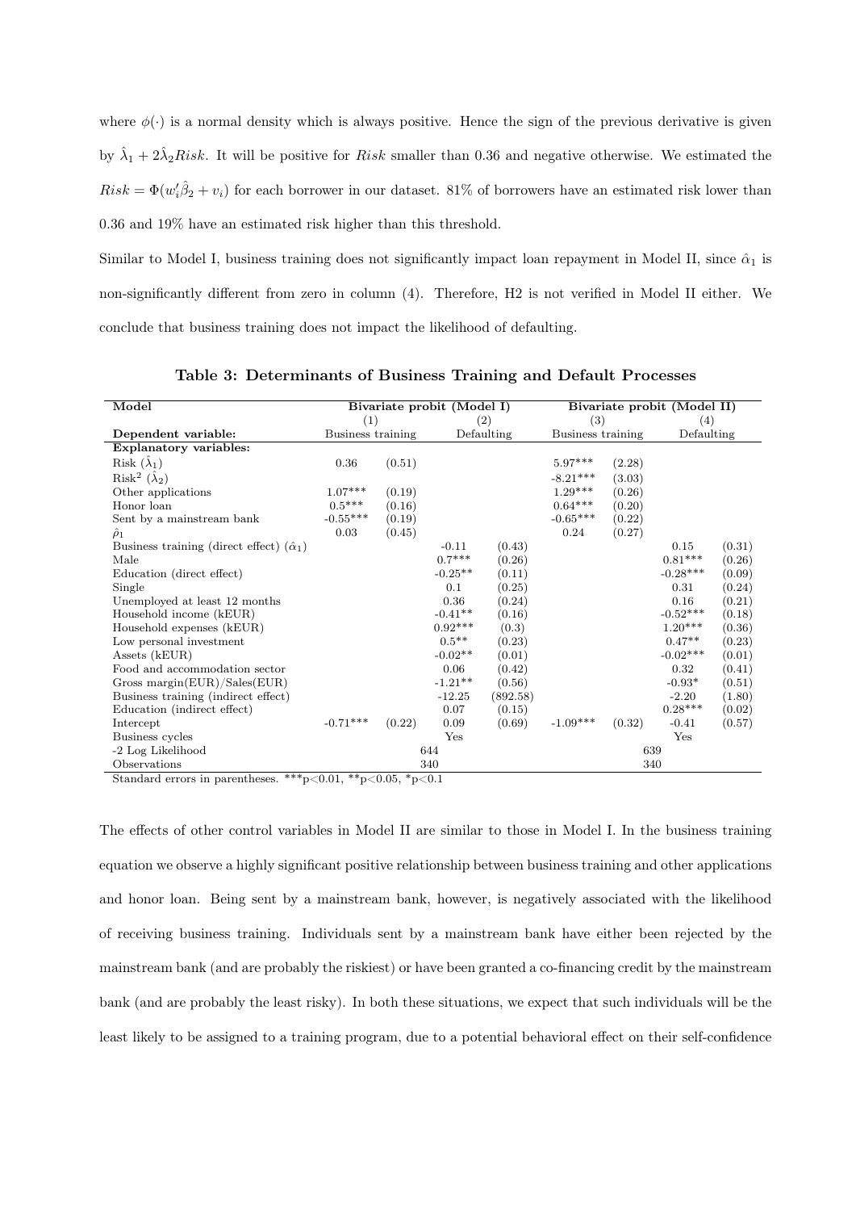where $\phi(\cdot)$ is a normal density which is always positive. Hence the sign of the previous derivative is given by $\hat{\lambda}_1 + 2\hat{\lambda}_2 Risk$. It will be positive for $Risk$ smaller than 0.36 and negative otherwise. We estimated the $Risk = \Phi(w_i'\hat{\beta}_2 + v_i)$ for each borrower in our dataset. 81% of borrowers have an estimated risk lower than 0.36 and 19% have an estimated risk higher than this threshold.

Similar to Model I, business training does not significantly impact loan repayment in Model II, since $\hat{\alpha}_1$ is non-significantly different from zero in column (4). Therefore, H2 is not verified in Model II either. We conclude that business training does not impact the likelihood of defaulting.

**Table 3: Determinants of Business Training and Default Processes**

| Model | Bivariate probit (Model I) | | | | Bivariate probit (Model II) | | | |
|---|---|---|---|---|---|---|---|---|
| | (1) | | (2) | | (3) | | (4) | |
| **Dependent variable:** | Business training | | Defaulting | | Business training | | Defaulting | |
| **Explanatory variables:** | | | | | | | | |
| Risk ($\hat{\lambda}_1$) | 0.36 | (0.51) | | | 5.97*** | (2.28) | | |
| Risk$^2$ ($\hat{\lambda}_2$) | | | | | -8.21*** | (3.03) | | |
| Other applications | 1.07*** | (0.19) | | | 1.29*** | (0.26) | | |
| Honor loan | 0.5*** | (0.16) | | | 0.64*** | (0.20) | | |
| Sent by a mainstream bank | -0.55*** | (0.19) | | | -0.65*** | (0.22) | | |
| $\hat{\rho}_1$ | 0.03 | (0.45) | | | 0.24 | (0.27) | | |
| Business training (direct effect) ($\hat{\alpha}_1$) | | | -0.11 | (0.43) | | | 0.15 | (0.31) |
| Male | | | 0.7*** | (0.26) | | | 0.81*** | (0.26) |
| Education (direct effect) | | | -0.25** | (0.11) | | | -0.28*** | (0.09) |
| Single | | | 0.1 | (0.25) | | | 0.31 | (0.24) |
| Unemployed at least 12 months | | | 0.36 | (0.24) | | | 0.16 | (0.21) |
| Household income (kEUR) | | | -0.41** | (0.16) | | | -0.52*** | (0.18) |
| Household expenses (kEUR) | | | 0.92*** | (0.3) | | | 1.20*** | (0.36) |
| Low personal investment | | | 0.5** | (0.23) | | | 0.47** | (0.23) |
| Assets (kEUR) | | | -0.02** | (0.01) | | | -0.02*** | (0.01) |
| Food and accommodation sector | | | 0.06 | (0.42) | | | 0.32 | (0.41) |
| Gross margin(EUR)/Sales(EUR) | | | -1.21** | (0.56) | | | -0.93* | (0.51) |
| Business training (indirect effect) | | | -12.25 | (892.58) | | | -2.20 | (1.80) |
| Education (indirect effect) | | | 0.07 | (0.15) | | | 0.28*** | (0.02) |
| Intercept | -0.71*** | (0.22) | 0.09 | (0.69) | -1.09*** | (0.32) | -0.41 | (0.57) |
| Business cycles | | | Yes | | | | Yes | |
| -2 Log Likelihood | 644 | | | | 639 | | | |
| Observations | 340 | | | | 340 | | | |

Standard errors in parentheses. ***p<0.01, **p<0.05, *p<0.1

The effects of other control variables in Model II are similar to those in Model I. In the business training equation we observe a highly significant positive relationship between business training and other applications and honor loan. Being sent by a mainstream bank, however, is negatively associated with the likelihood of receiving business training. Individuals sent by a mainstream bank have either been rejected by the mainstream bank (and are probably the riskiest) or have been granted a co-financing credit by the mainstream bank (and are probably the least risky). In both these situations, we expect that such individuals will be the least likely to be assigned to a training program, due to a potential behavioral effect on their self-confidence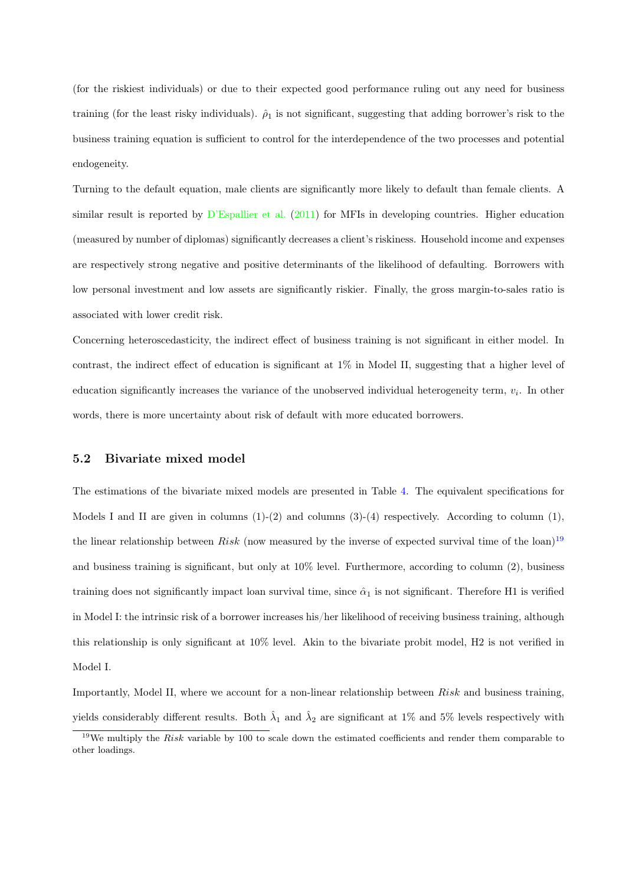(for the riskiest individuals) or due to their expected good performance ruling out any need for business training (for the least risky individuals). $\hat{\rho}_1$ is not significant, suggesting that adding borrower's risk to the business training equation is sufficient to control for the interdependence of the two processes and potential endogeneity.

Turning to the default equation, male clients are significantly more likely to default than female clients. A similar result is reported by D'Espallier et al. (2011) for MFIs in developing countries. Higher education (measured by number of diplomas) significantly decreases a client's riskiness. Household income and expenses are respectively strong negative and positive determinants of the likelihood of defaulting. Borrowers with low personal investment and low assets are significantly riskier. Finally, the gross margin-to-sales ratio is associated with lower credit risk.

Concerning heteroscedasticity, the indirect effect of business training is not significant in either model. In contrast, the indirect effect of education is significant at 1% in Model II, suggesting that a higher level of education significantly increases the variance of the unobserved individual heterogeneity term, $v_i$. In other words, there is more uncertainty about risk of default with more educated borrowers.

## 5.2 Bivariate mixed model

The estimations of the bivariate mixed models are presented in Table 4. The equivalent specifications for Models I and II are given in columns (1)-(2) and columns (3)-(4) respectively. According to column (1), the linear relationship between *Risk* (now measured by the inverse of expected survival time of the loan)[19] and business training is significant, but only at 10% level. Furthermore, according to column (2), business training does not significantly impact loan survival time, since $\hat{\alpha}_1$ is not significant. Therefore H1 is verified in Model I: the intrinsic risk of a borrower increases his/her likelihood of receiving business training, although this relationship is only significant at 10% level. Akin to the bivariate probit model, H2 is not verified in Model I.

Importantly, Model II, where we account for a non-linear relationship between *Risk* and business training, yields considerably different results. Both $\hat{\lambda}_1$ and $\hat{\lambda}_2$ are significant at 1% and 5% levels respectively with

[19] We multiply the *Risk* variable by 100 to scale down the estimated coefficients and render them comparable to other loadings.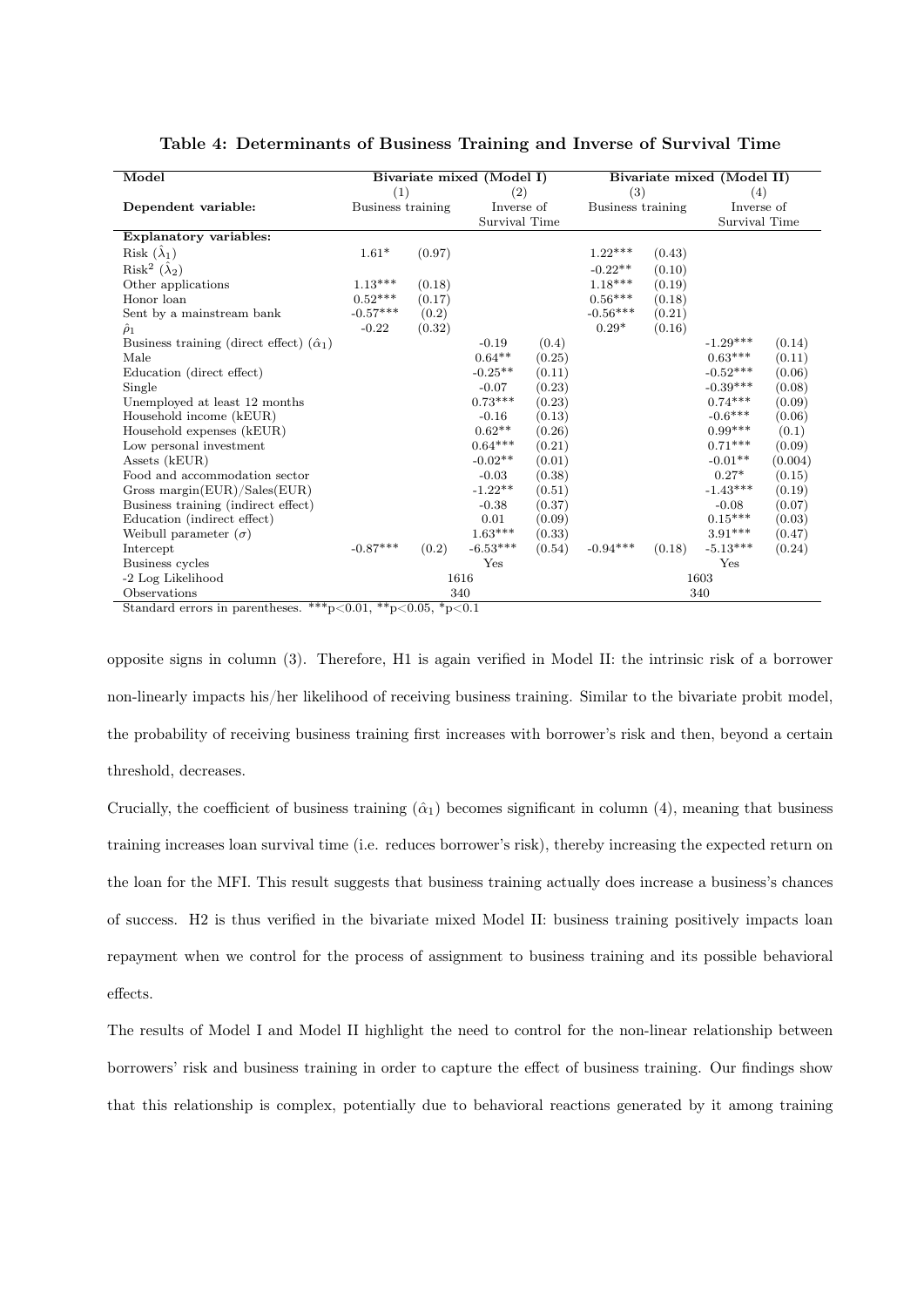**Table 4: Determinants of Business Training and Inverse of Survival Time**

| Model | Bivariate mixed (Model I) | | | | Bivariate mixed (Model II) | | | |
|---|---|---|---|---|---|---|---|---|
| | (1) | | (2) | | (3) | | (4) | |
| **Dependent variable:** | Business training | | Inverse of Survival Time | | Business training | | Inverse of Survival Time | |
| **Explanatory variables:** | | | | | | | | |
| Risk ($\hat{\lambda}_1$) | 1.61* | (0.97) | | | 1.22*** | (0.43) | | |
| Risk$^2$ ($\hat{\lambda}_2$) | | | | | -0.22** | (0.10) | | |
| Other applications | 1.13*** | (0.18) | | | 1.18*** | (0.19) | | |
| Honor loan | 0.52*** | (0.17) | | | 0.56*** | (0.18) | | |
| Sent by a mainstream bank | -0.57*** | (0.2) | | | -0.56*** | (0.21) | | |
| $\hat{\rho}_1$ | -0.22 | (0.32) | | | 0.29* | (0.16) | | |
| Business training (direct effect) ($\hat{\alpha}_1$) | | | -0.19 | (0.4) | | | -1.29*** | (0.14) |
| Male | | | 0.64** | (0.25) | | | 0.63*** | (0.11) |
| Education (direct effect) | | | -0.25** | (0.11) | | | -0.52*** | (0.06) |
| Single | | | -0.07 | (0.23) | | | -0.39*** | (0.08) |
| Unemployed at least 12 months | | | 0.73*** | (0.23) | | | 0.74*** | (0.09) |
| Household income (kEUR) | | | -0.16 | (0.13) | | | -0.6*** | (0.06) |
| Household expenses (kEUR) | | | 0.62** | (0.26) | | | 0.99*** | (0.1) |
| Low personal investment | | | 0.64*** | (0.21) | | | 0.71*** | (0.09) |
| Assets (kEUR) | | | -0.02** | (0.01) | | | -0.01** | (0.004) |
| Food and accommodation sector | | | -0.03 | (0.38) | | | 0.27* | (0.15) |
| Gross margin(EUR)/Sales(EUR) | | | -1.22** | (0.51) | | | -1.43*** | (0.19) |
| Business training (indirect effect) | | | -0.38 | (0.37) | | | -0.08 | (0.07) |
| Education (indirect effect) | | | 0.01 | (0.09) | | | 0.15*** | (0.03) |
| Weibull parameter ($\sigma$) | | | 1.63*** | (0.33) | | | 3.91*** | (0.47) |
| Intercept | -0.87*** | (0.2) | -6.53*** | (0.54) | -0.94*** | (0.18) | -5.13*** | (0.24) |
| Business cycles | | | Yes | | | | Yes | |
| -2 Log Likelihood | 1616 | | | | 1603 | | | |
| Observations | 340 | | | | 340 | | | |

Standard errors in parentheses. ***p<0.01, **p<0.05, *p<0.1

opposite signs in column (3). Therefore, H1 is again verified in Model II: the intrinsic risk of a borrower non-linearly impacts his/her likelihood of receiving business training. Similar to the bivariate probit model, the probability of receiving business training first increases with borrower's risk and then, beyond a certain threshold, decreases.

Crucially, the coefficient of business training ($\hat{\alpha}_1$) becomes significant in column (4), meaning that business training increases loan survival time (i.e. reduces borrower's risk), thereby increasing the expected return on the loan for the MFI. This result suggests that business training actually does increase a business's chances of success. H2 is thus verified in the bivariate mixed Model II: business training positively impacts loan repayment when we control for the process of assignment to business training and its possible behavioral effects.

The results of Model I and Model II highlight the need to control for the non-linear relationship between borrowers' risk and business training in order to capture the effect of business training. Our findings show that this relationship is complex, potentially due to behavioral reactions generated by it among training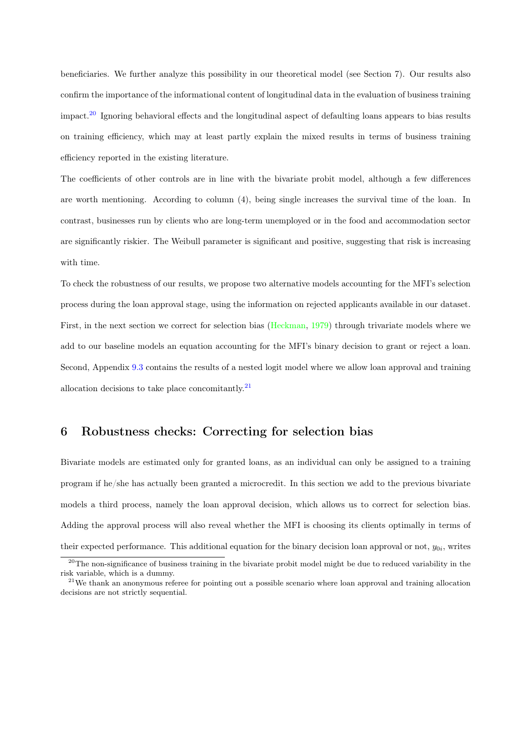beneficiaries. We further analyze this possibility in our theoretical model (see Section 7). Our results also confirm the importance of the informational content of longitudinal data in the evaluation of business training impact.[20] Ignoring behavioral effects and the longitudinal aspect of defaulting loans appears to bias results on training efficiency, which may at least partly explain the mixed results in terms of business training efficiency reported in the existing literature.

The coefficients of other controls are in line with the bivariate probit model, although a few differences are worth mentioning. According to column (4), being single increases the survival time of the loan. In contrast, businesses run by clients who are long-term unemployed or in the food and accommodation sector are significantly riskier. The Weibull parameter is significant and positive, suggesting that risk is increasing with time.

To check the robustness of our results, we propose two alternative models accounting for the MFI's selection process during the loan approval stage, using the information on rejected applicants available in our dataset. First, in the next section we correct for selection bias (Heckman, 1979) through trivariate models where we add to our baseline models an equation accounting for the MFI's binary decision to grant or reject a loan. Second, Appendix 9.3 contains the results of a nested logit model where we allow loan approval and training allocation decisions to take place concomitantly.[21]

## 6 Robustness checks: Correcting for selection bias

Bivariate models are estimated only for granted loans, as an individual can only be assigned to a training program if he/she has actually been granted a microcredit. In this section we add to the previous bivariate models a third process, namely the loan approval decision, which allows us to correct for selection bias. Adding the approval process will also reveal whether the MFI is choosing its clients optimally in terms of their expected performance. This additional equation for the binary decision loan approval or not, $y_{0i}$, writes

[20] The non-significance of business training in the bivariate probit model might be due to reduced variability in the risk variable, which is a dummy.

[21] We thank an anonymous referee for pointing out a possible scenario where loan approval and training allocation decisions are not strictly sequential.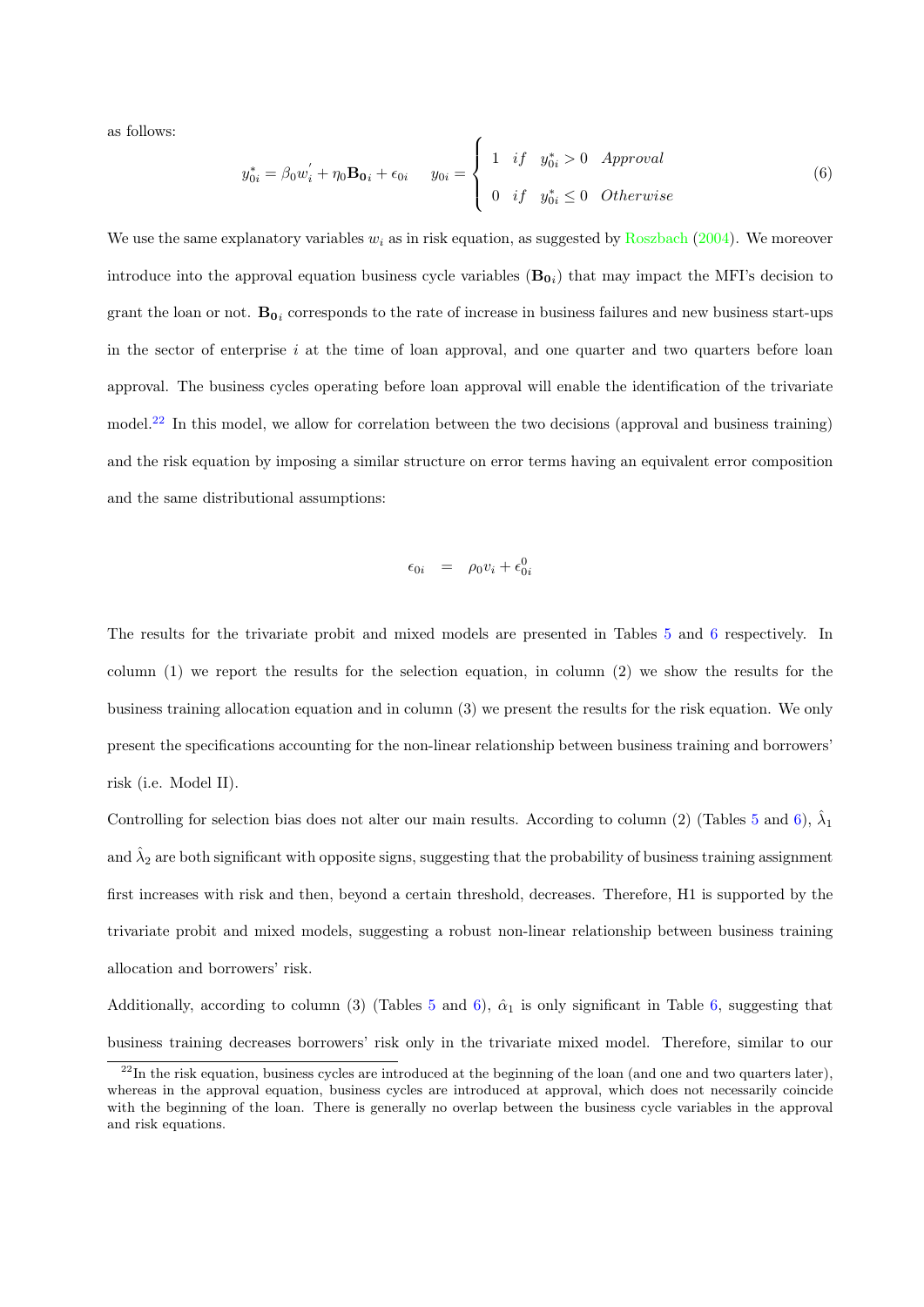as follows:

$$y_{0i}^{*} = \beta_0 w_i^{'} + \eta_0 \mathbf{B_0}_i + \epsilon_{0i} \qquad y_{0i} = \begin{cases} 1 & if \quad y_{0i}^{*} > 0 \quad Approval \\ 0 & if \quad y_{0i}^{*} \leq 0 \quad Otherwise \end{cases} \tag{6}$$

We use the same explanatory variables $w_i$ as in risk equation, as suggested by Roszbach (2004). We moreover introduce into the approval equation business cycle variables ($\mathbf{B_0}_i$) that may impact the MFI's decision to grant the loan or not. $\mathbf{B_0}_i$ corresponds to the rate of increase in business failures and new business start-ups in the sector of enterprise $i$ at the time of loan approval, and one quarter and two quarters before loan approval. The business cycles operating before loan approval will enable the identification of the trivariate model.[22] In this model, we allow for correlation between the two decisions (approval and business training) and the risk equation by imposing a similar structure on error terms having an equivalent error composition and the same distributional assumptions:

$$\epsilon_{0i} \quad = \quad \rho_0 v_i + \epsilon_{0i}^{0}$$

The results for the trivariate probit and mixed models are presented in Tables 5 and 6 respectively. In column (1) we report the results for the selection equation, in column (2) we show the results for the business training allocation equation and in column (3) we present the results for the risk equation. We only present the specifications accounting for the non-linear relationship between business training and borrowers' risk (i.e. Model II).

Controlling for selection bias does not alter our main results. According to column (2) (Tables 5 and 6), $\hat{\lambda}_1$ and $\hat{\lambda}_2$ are both significant with opposite signs, suggesting that the probability of business training assignment first increases with risk and then, beyond a certain threshold, decreases. Therefore, H1 is supported by the trivariate probit and mixed models, suggesting a robust non-linear relationship between business training allocation and borrowers' risk.

Additionally, according to column (3) (Tables 5 and 6), $\hat{\alpha}_1$ is only significant in Table 6, suggesting that business training decreases borrowers' risk only in the trivariate mixed model. Therefore, similar to our

[22] In the risk equation, business cycles are introduced at the beginning of the loan (and one and two quarters later), whereas in the approval equation, business cycles are introduced at approval, which does not necessarily coincide with the beginning of the loan. There is generally no overlap between the business cycle variables in the approval and risk equations.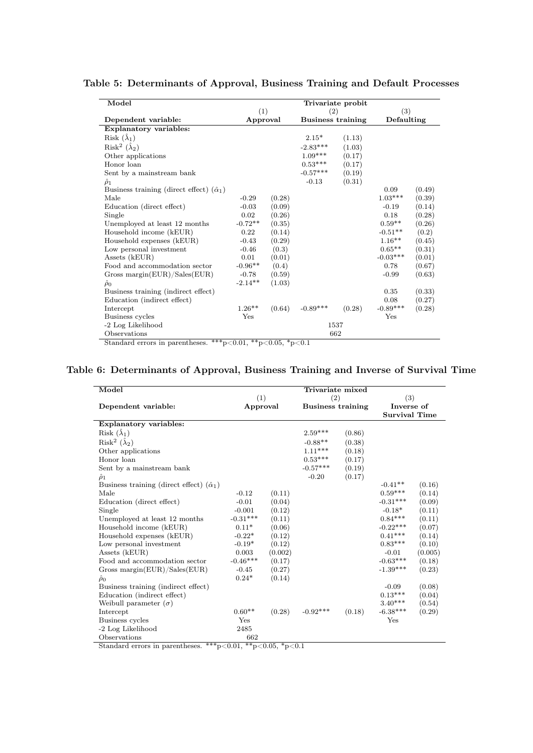**Table 5: Determinants of Approval, Business Training and Default Processes**

| Model | Trivariate probit | | | | | |
|---|---|---|---|---|---|---|
| | (1) | | (2) | | (3) | |
| Dependent variable: | Approval | | Business training | | Defaulting | |
| **Explanatory variables:** | | | | | | |
| Risk ($\hat{\lambda}_1$) | | | 2.15* | (1.13) | | |
| Risk$^2$ ($\hat{\lambda}_2$) | | | -2.83*** | (1.03) | | |
| Other applications | | | 1.09*** | (0.17) | | |
| Honor loan | | | 0.53*** | (0.17) | | |
| Sent by a mainstream bank | | | -0.57*** | (0.19) | | |
| $\hat{\rho}_1$ | | | -0.13 | (0.31) | | |
| Business training (direct effect) ($\hat{\alpha}_1$) | | | | | 0.09 | (0.49) |
| Male | -0.29 | (0.28) | | | 1.03*** | (0.39) |
| Education (direct effect) | -0.03 | (0.09) | | | -0.19 | (0.14) |
| Single | 0.02 | (0.26) | | | 0.18 | (0.28) |
| Unemployed at least 12 months | -0.72** | (0.35) | | | 0.59** | (0.26) |
| Household income (kEUR) | 0.22 | (0.14) | | | -0.51** | (0.2) |
| Household expenses (kEUR) | -0.43 | (0.29) | | | 1.16** | (0.45) |
| Low personal investment | -0.46 | (0.3) | | | 0.65** | (0.31) |
| Assets (kEUR) | 0.01 | (0.01) | | | -0.03*** | (0.01) |
| Food and accommodation sector | -0.96** | (0.4) | | | 0.78 | (0.67) |
| Gross margin(EUR)/Sales(EUR) | -0.78 | (0.59) | | | -0.99 | (0.63) |
| $\hat{\rho}_0$ | -2.14** | (1.03) | | | | |
| Business training (indirect effect) | | | | | 0.35 | (0.33) |
| Education (indirect effect) | | | | | 0.08 | (0.27) |
| Intercept | 1.26** | (0.64) | -0.89*** | (0.28) | -0.89*** | (0.28) |
| Business cycles | Yes | | | | Yes | |
| -2 Log Likelihood | | | 1537 | | | |
| Observations | | | 662 | | | |

Standard errors in parentheses. ***p<0.01, **p<0.05, *p<0.1

**Table 6: Determinants of Approval, Business Training and Inverse of Survival Time**

| Model | Trivariate mixed | | | | | |
|---|---|---|---|---|---|---|
| | (1) | | (2) | | (3) | |
| Dependent variable: | Approval | | Business training | | Inverse of Survival Time | |
| **Explanatory variables:** | | | | | | |
| Risk ($\hat{\lambda}_1$) | | | 2.59*** | (0.86) | | |
| Risk$^2$ ($\hat{\lambda}_2$) | | | -0.88** | (0.38) | | |
| Other applications | | | 1.11*** | (0.18) | | |
| Honor loan | | | 0.53*** | (0.17) | | |
| Sent by a mainstream bank | | | -0.57*** | (0.19) | | |
| $\hat{\rho}_1$ | | | -0.20 | (0.17) | | |
| Business training (direct effect) ($\hat{\alpha}_1$) | | | | | -0.41** | (0.16) |
| Male | -0.12 | (0.11) | | | 0.59*** | (0.14) |
| Education (direct effect) | -0.01 | (0.04) | | | -0.31*** | (0.09) |
| Single | -0.001 | (0.12) | | | -0.18* | (0.11) |
| Unemployed at least 12 months | -0.31*** | (0.11) | | | 0.84*** | (0.11) |
| Household income (kEUR) | 0.11* | (0.06) | | | -0.22*** | (0.07) |
| Household expenses (kEUR) | -0.22* | (0.12) | | | 0.41*** | (0.14) |
| Low personal investment | -0.19* | (0.12) | | | 0.83*** | (0.10) |
| Assets (kEUR) | 0.003 | (0.002) | | | -0.01 | (0.005) |
| Food and accommodation sector | -0.46*** | (0.17) | | | -0.63*** | (0.18) |
| Gross margin(EUR)/Sales(EUR) | -0.45 | (0.27) | | | -1.39*** | (0.23) |
| $\hat{\rho}_0$ | 0.24* | (0.14) | | | | |
| Business training (indirect effect) | | | | | -0.09 | (0.08) |
| Education (indirect effect) | | | | | 0.13*** | (0.04) |
| Weibull parameter ($\sigma$) | | | | | 3.40*** | (0.54) |
| Intercept | 0.60** | (0.28) | -0.92*** | (0.18) | -6.38*** | (0.29) |
| Business cycles | Yes | | | | Yes | |
| -2 Log Likelihood | 2485 | | | | | |
| Observations | 662 | | | | | |

Standard errors in parentheses. ***p<0.01, **p<0.05, *p<0.1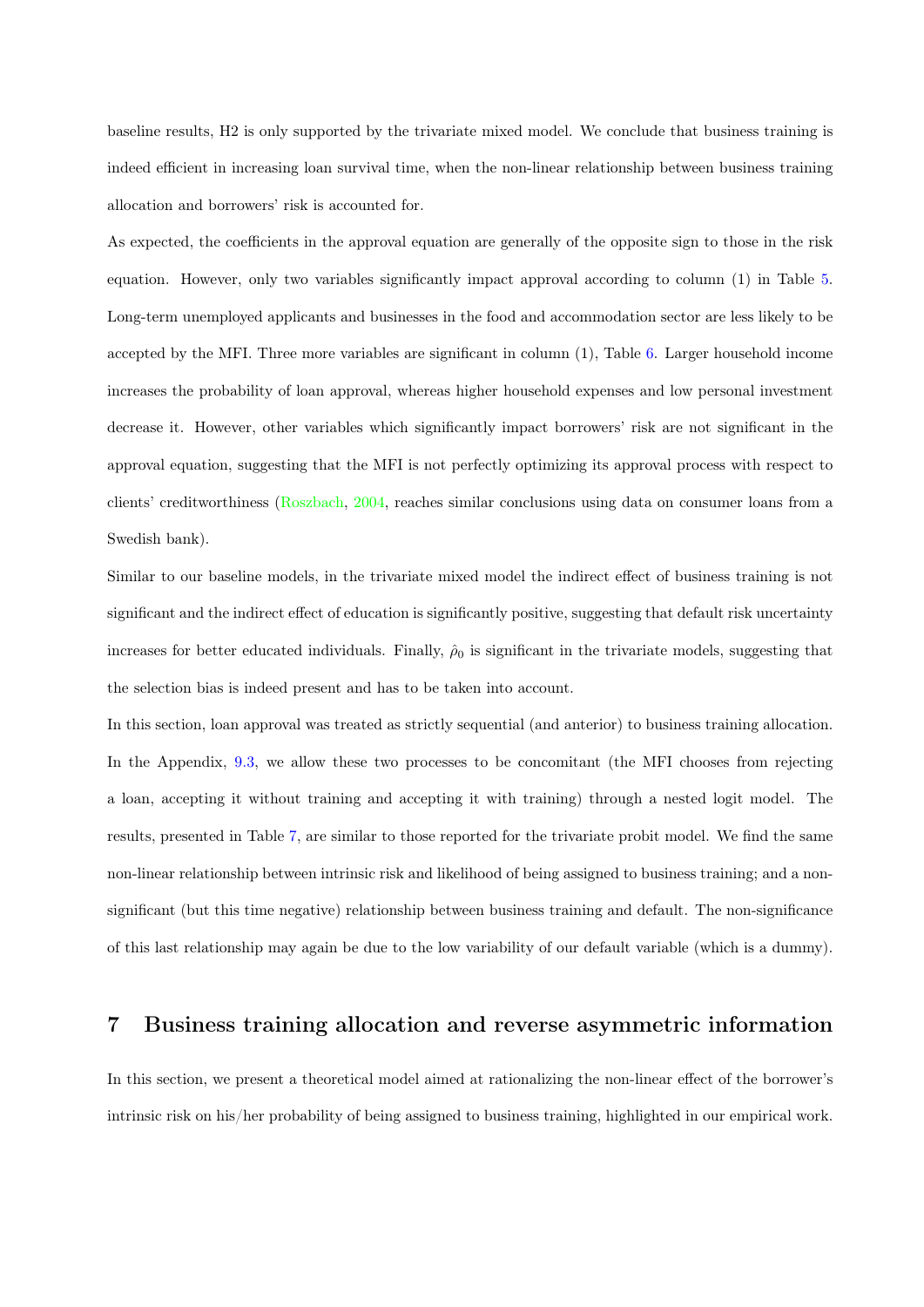baseline results, H2 is only supported by the trivariate mixed model. We conclude that business training is indeed efficient in increasing loan survival time, when the non-linear relationship between business training allocation and borrowers' risk is accounted for.

As expected, the coefficients in the approval equation are generally of the opposite sign to those in the risk equation. However, only two variables significantly impact approval according to column (1) in Table 5. Long-term unemployed applicants and businesses in the food and accommodation sector are less likely to be accepted by the MFI. Three more variables are significant in column (1), Table 6. Larger household income increases the probability of loan approval, whereas higher household expenses and low personal investment decrease it. However, other variables which significantly impact borrowers' risk are not significant in the approval equation, suggesting that the MFI is not perfectly optimizing its approval process with respect to clients' creditworthiness (Roszbach, 2004, reaches similar conclusions using data on consumer loans from a Swedish bank).

Similar to our baseline models, in the trivariate mixed model the indirect effect of business training is not significant and the indirect effect of education is significantly positive, suggesting that default risk uncertainty increases for better educated individuals. Finally, $\hat{\rho}_0$ is significant in the trivariate models, suggesting that the selection bias is indeed present and has to be taken into account.

In this section, loan approval was treated as strictly sequential (and anterior) to business training allocation. In the Appendix, 9.3, we allow these two processes to be concomitant (the MFI chooses from rejecting a loan, accepting it without training and accepting it with training) through a nested logit model. The results, presented in Table 7, are similar to those reported for the trivariate probit model. We find the same non-linear relationship between intrinsic risk and likelihood of being assigned to business training; and a non-significant (but this time negative) relationship between business training and default. The non-significance of this last relationship may again be due to the low variability of our default variable (which is a dummy).

# 7 Business training allocation and reverse asymmetric information

In this section, we present a theoretical model aimed at rationalizing the non-linear effect of the borrower's intrinsic risk on his/her probability of being assigned to business training, highlighted in our empirical work.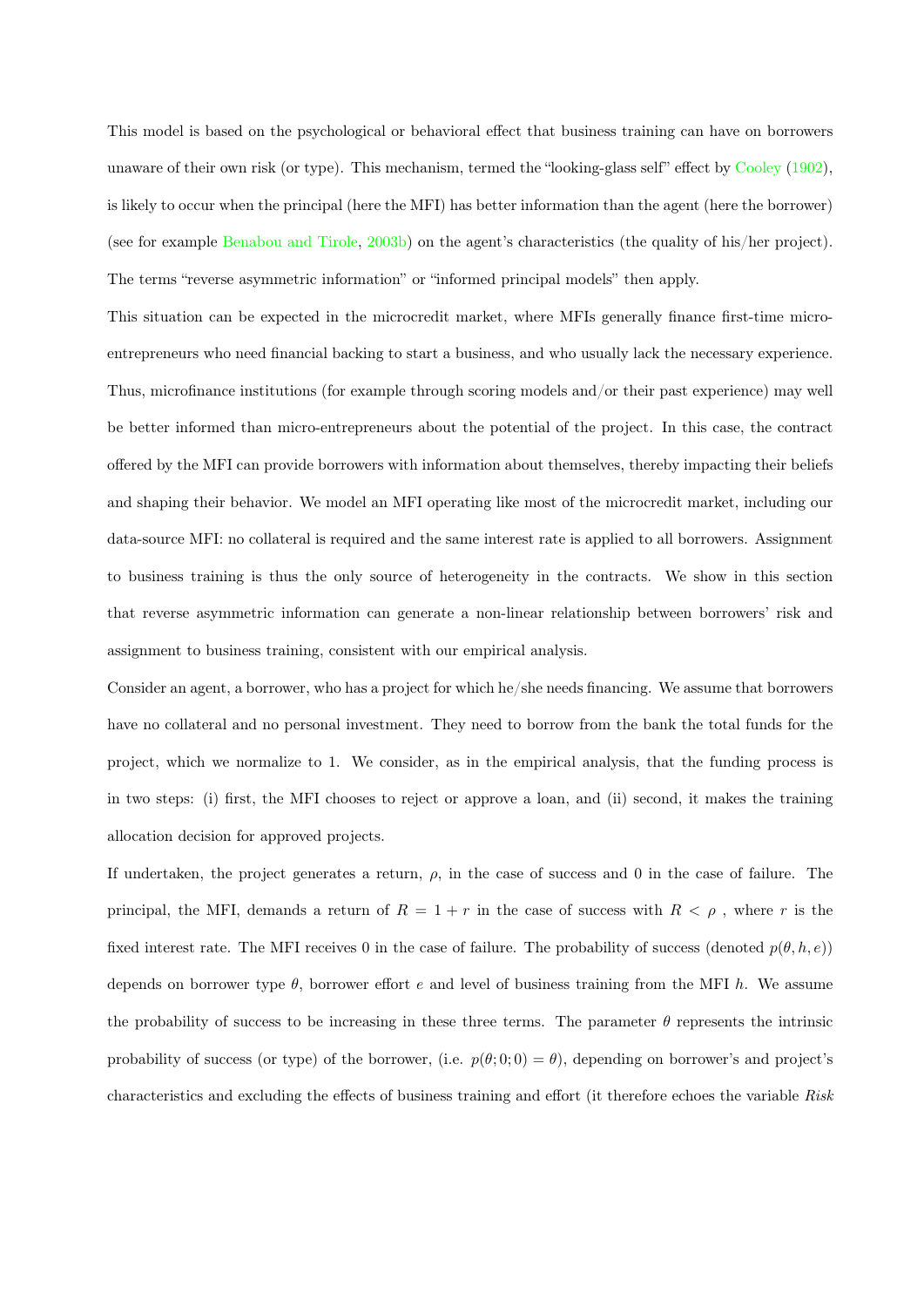This model is based on the psychological or behavioral effect that business training can have on borrowers unaware of their own risk (or type). This mechanism, termed the "looking-glass self" effect by Cooley (1902), is likely to occur when the principal (here the MFI) has better information than the agent (here the borrower) (see for example Benabou and Tirole, 2003b) on the agent's characteristics (the quality of his/her project). The terms "reverse asymmetric information" or "informed principal models" then apply.

This situation can be expected in the microcredit market, where MFIs generally finance first-time micro-entrepreneurs who need financial backing to start a business, and who usually lack the necessary experience. Thus, microfinance institutions (for example through scoring models and/or their past experience) may well be better informed than micro-entrepreneurs about the potential of the project. In this case, the contract offered by the MFI can provide borrowers with information about themselves, thereby impacting their beliefs and shaping their behavior. We model an MFI operating like most of the microcredit market, including our data-source MFI: no collateral is required and the same interest rate is applied to all borrowers. Assignment to business training is thus the only source of heterogeneity in the contracts. We show in this section that reverse asymmetric information can generate a non-linear relationship between borrowers' risk and assignment to business training, consistent with our empirical analysis.

Consider an agent, a borrower, who has a project for which he/she needs financing. We assume that borrowers have no collateral and no personal investment. They need to borrow from the bank the total funds for the project, which we normalize to 1. We consider, as in the empirical analysis, that the funding process is in two steps: (i) first, the MFI chooses to reject or approve a loan, and (ii) second, it makes the training allocation decision for approved projects.

If undertaken, the project generates a return, $\rho$, in the case of success and 0 in the case of failure. The principal, the MFI, demands a return of $R = 1 + r$ in the case of success with $R < \rho$ , where $r$ is the fixed interest rate. The MFI receives 0 in the case of failure. The probability of success (denoted $p(\theta, h, e)$) depends on borrower type $\theta$, borrower effort $e$ and level of business training from the MFI $h$. We assume the probability of success to be increasing in these three terms. The parameter $\theta$ represents the intrinsic probability of success (or type) of the borrower, (i.e. $p(\theta; 0; 0) = \theta$), depending on borrower's and project's characteristics and excluding the effects of business training and effort (it therefore echoes the variable *Risk*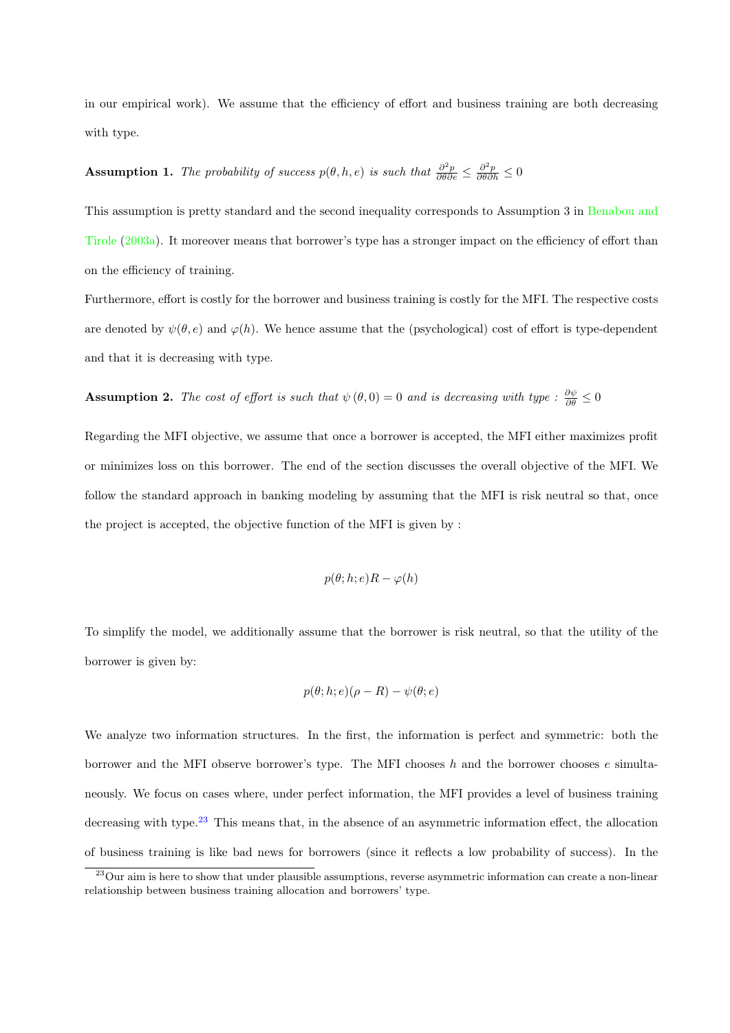in our empirical work). We assume that the efficiency of effort and business training are both decreasing with type.

**Assumption 1.** *The probability of success $p(\theta, h, e)$ is such that $\frac{\partial^2 p}{\partial\theta\partial e} \leq \frac{\partial^2 p}{\partial\theta\partial h} \leq 0$*

This assumption is pretty standard and the second inequality corresponds to Assumption 3 in Benabou and Tirole (2003a). It moreover means that borrower's type has a stronger impact on the efficiency of effort than on the efficiency of training.

Furthermore, effort is costly for the borrower and business training is costly for the MFI. The respective costs are denoted by $\psi(\theta, e)$ and $\varphi(h)$. We hence assume that the (psychological) cost of effort is type-dependent and that it is decreasing with type.

**Assumption 2.** *The cost of effort is such that $\psi(\theta, 0) = 0$ and is decreasing with type : $\frac{\partial\psi}{\partial\theta} \leq 0$*

Regarding the MFI objective, we assume that once a borrower is accepted, the MFI either maximizes profit or minimizes loss on this borrower. The end of the section discusses the overall objective of the MFI. We follow the standard approach in banking modeling by assuming that the MFI is risk neutral so that, once the project is accepted, the objective function of the MFI is given by :

$$p(\theta; h; e)R - \varphi(h)$$

To simplify the model, we additionally assume that the borrower is risk neutral, so that the utility of the borrower is given by:

$$p(\theta; h; e)(\rho - R) - \psi(\theta; e)$$

We analyze two information structures. In the first, the information is perfect and symmetric: both the borrower and the MFI observe borrower's type. The MFI chooses $h$ and the borrower chooses $e$ simultaneously. We focus on cases where, under perfect information, the MFI provides a level of business training decreasing with type.[23] This means that, in the absence of an asymmetric information effect, the allocation of business training is like bad news for borrowers (since it reflects a low probability of success). In the

[23] Our aim is here to show that under plausible assumptions, reverse asymmetric information can create a non-linear relationship between business training allocation and borrowers' type.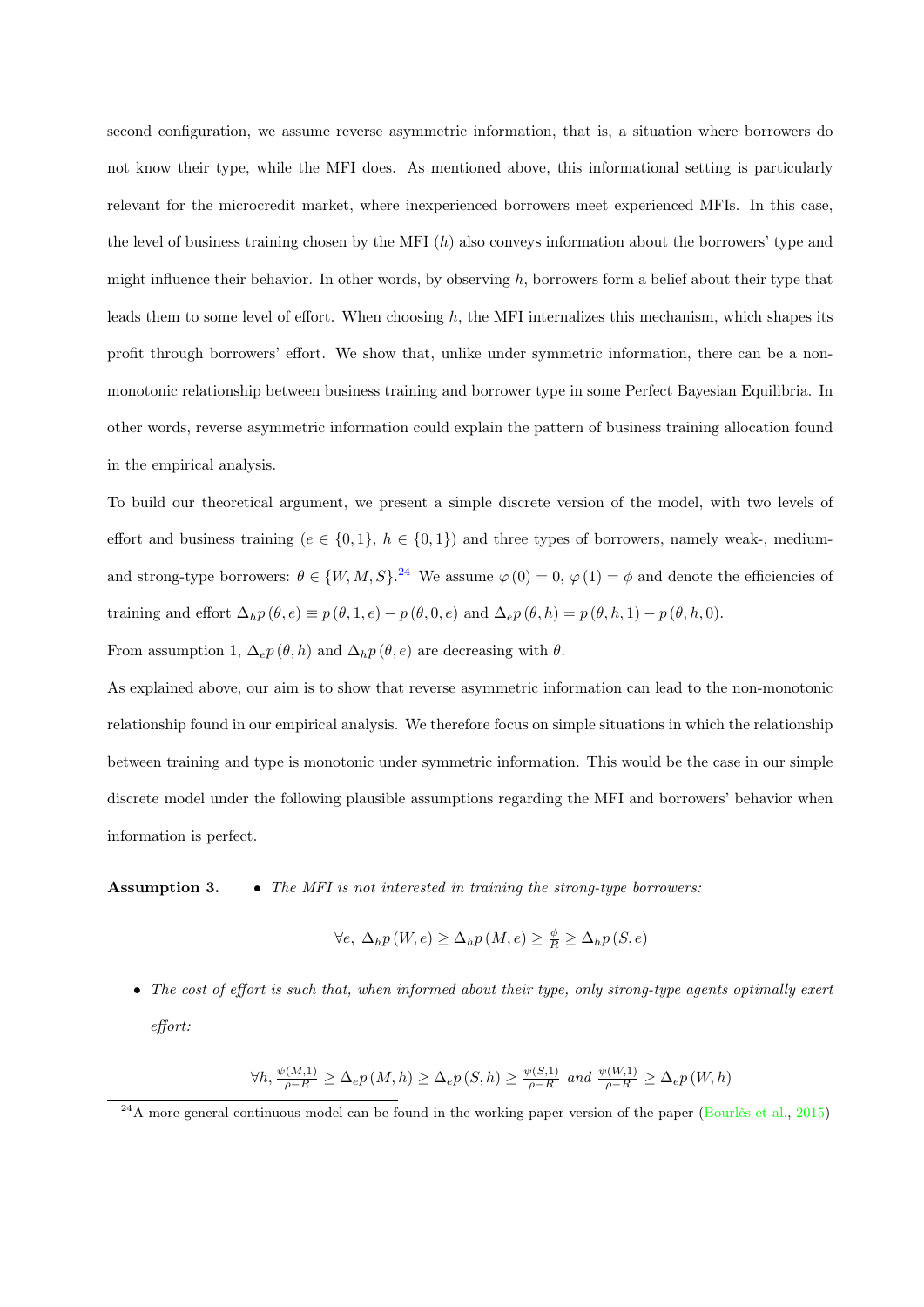second configuration, we assume reverse asymmetric information, that is, a situation where borrowers do not know their type, while the MFI does. As mentioned above, this informational setting is particularly relevant for the microcredit market, where inexperienced borrowers meet experienced MFIs. In this case, the level of business training chosen by the MFI ($h$) also conveys information about the borrowers' type and might influence their behavior. In other words, by observing $h$, borrowers form a belief about their type that leads them to some level of effort. When choosing $h$, the MFI internalizes this mechanism, which shapes its profit through borrowers' effort. We show that, unlike under symmetric information, there can be a non-monotonic relationship between business training and borrower type in some Perfect Bayesian Equilibria. In other words, reverse asymmetric information could explain the pattern of business training allocation found in the empirical analysis.

To build our theoretical argument, we present a simple discrete version of the model, with two levels of effort and business training ($e \in \{0, 1\}$, $h \in \{0, 1\}$) and three types of borrowers, namely weak-, medium- and strong-type borrowers: $\theta \in \{W, M, S\}$.[24] We assume $\varphi(0) = 0$, $\varphi(1) = \phi$ and denote the efficiencies of training and effort $\Delta_h p(\theta, e) \equiv p(\theta, 1, e) - p(\theta, 0, e)$ and $\Delta_e p(\theta, h) = p(\theta, h, 1) - p(\theta, h, 0)$.

From assumption 1, $\Delta_e p(\theta, h)$ and $\Delta_h p(\theta, e)$ are decreasing with $\theta$.

As explained above, our aim is to show that reverse asymmetric information can lead to the non-monotonic relationship found in our empirical analysis. We therefore focus on simple situations in which the relationship between training and type is monotonic under symmetric information. This would be the case in our simple discrete model under the following plausible assumptions regarding the MFI and borrowers' behavior when information is perfect.

**Assumption 3.**

- *The MFI is not interested in training the strong-type borrowers:*

$$\forall e,\ \Delta_h p(W, e) \geq \Delta_h p(M, e) \geq \tfrac{\phi}{R} \geq \Delta_h p(S, e)$$

- *The cost of effort is such that, when informed about their type, only strong-type agents optimally exert effort:*

$$\forall h,\ \tfrac{\psi(M,1)}{\rho - R} \geq \Delta_e p(M, h) \geq \Delta_e p(S, h) \geq \tfrac{\psi(S,1)}{\rho - R}\ \text{ and }\ \tfrac{\psi(W,1)}{\rho - R} \geq \Delta_e p(W, h)$$

[24] A more general continuous model can be found in the working paper version of the paper (Bourlès et al., 2015)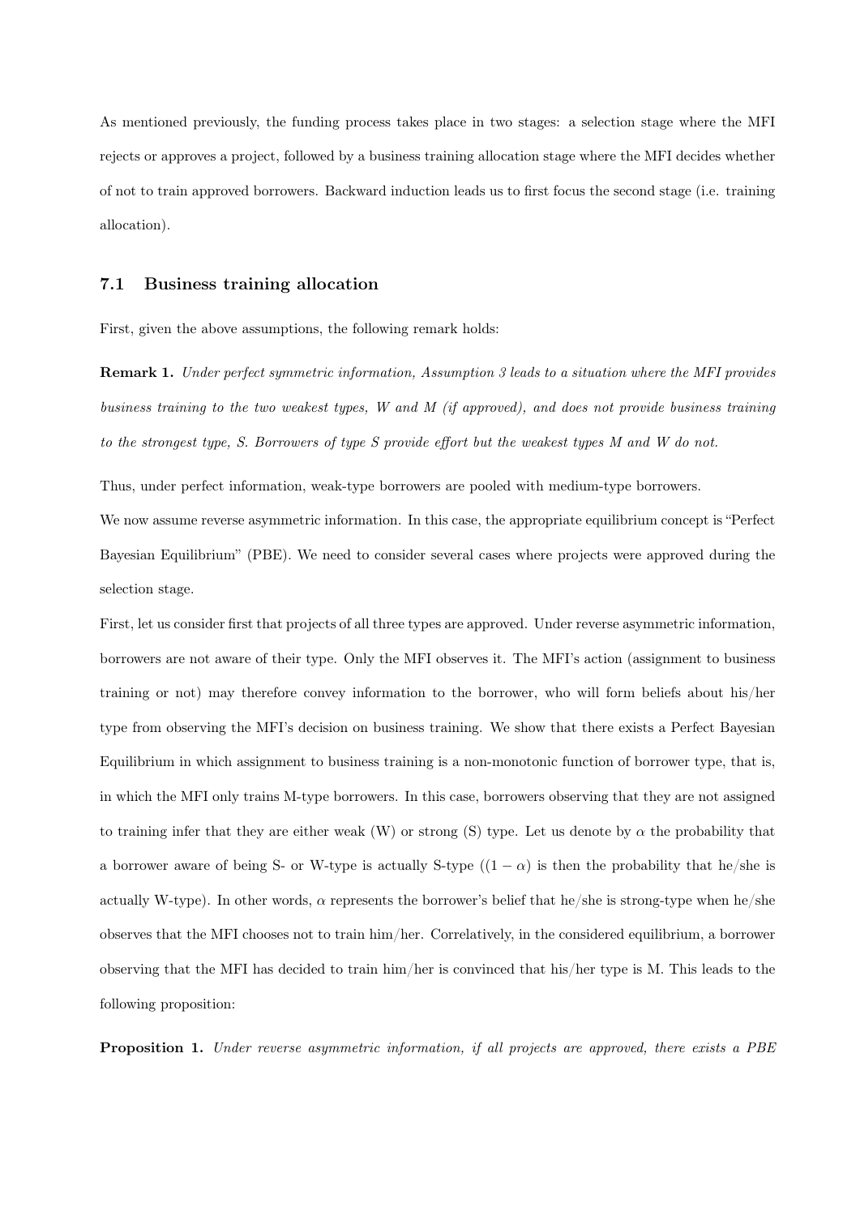As mentioned previously, the funding process takes place in two stages: a selection stage where the MFI rejects or approves a project, followed by a business training allocation stage where the MFI decides whether of not to train approved borrowers. Backward induction leads us to first focus the second stage (i.e. training allocation).

### 7.1 Business training allocation

First, given the above assumptions, the following remark holds:

**Remark 1.** *Under perfect symmetric information, Assumption 3 leads to a situation where the MFI provides business training to the two weakest types, W and M (if approved), and does not provide business training to the strongest type, S. Borrowers of type S provide effort but the weakest types M and W do not.*

Thus, under perfect information, weak-type borrowers are pooled with medium-type borrowers.

We now assume reverse asymmetric information. In this case, the appropriate equilibrium concept is "Perfect Bayesian Equilibrium" (PBE). We need to consider several cases where projects were approved during the selection stage.

First, let us consider first that projects of all three types are approved. Under reverse asymmetric information, borrowers are not aware of their type. Only the MFI observes it. The MFI's action (assignment to business training or not) may therefore convey information to the borrower, who will form beliefs about his/her type from observing the MFI's decision on business training. We show that there exists a Perfect Bayesian Equilibrium in which assignment to business training is a non-monotonic function of borrower type, that is, in which the MFI only trains M-type borrowers. In this case, borrowers observing that they are not assigned to training infer that they are either weak (W) or strong (S) type. Let us denote by $\alpha$ the probability that a borrower aware of being S- or W-type is actually S-type ($(1-\alpha)$ is then the probability that he/she is actually W-type). In other words, $\alpha$ represents the borrower's belief that he/she is strong-type when he/she observes that the MFI chooses not to train him/her. Correlatively, in the considered equilibrium, a borrower observing that the MFI has decided to train him/her is convinced that his/her type is M. This leads to the following proposition:

**Proposition 1.** *Under reverse asymmetric information, if all projects are approved, there exists a PBE*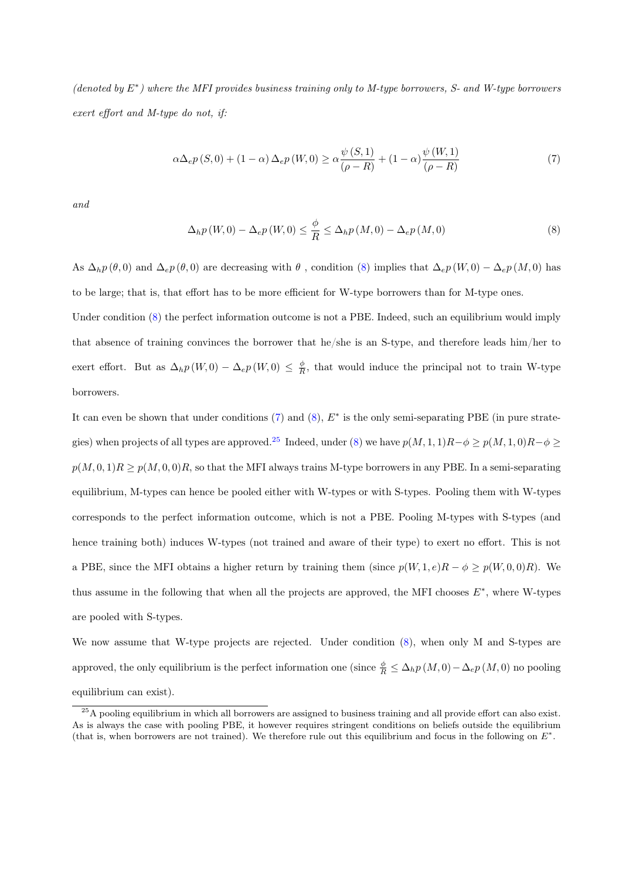*(denoted by $E^*$) where the MFI provides business training only to M-type borrowers, S- and W-type borrowers exert effort and M-type do not, if:*

$$\alpha \Delta_e p(S,0) + (1-\alpha)\Delta_e p(W,0) \geq \alpha \frac{\psi(S,1)}{(\rho - R)} + (1-\alpha)\frac{\psi(W,1)}{(\rho - R)} \tag{7}$$

*and*

$$\Delta_h p(W,0) - \Delta_e p(W,0) \leq \frac{\phi}{R} \leq \Delta_h p(M,0) - \Delta_e p(M,0) \tag{8}$$

As $\Delta_h p(\theta, 0)$ and $\Delta_e p(\theta, 0)$ are decreasing with $\theta$ , condition (8) implies that $\Delta_e p(W,0) - \Delta_e p(M,0)$ has to be large; that is, that effort has to be more efficient for W-type borrowers than for M-type ones.

Under condition (8) the perfect information outcome is not a PBE. Indeed, such an equilibrium would imply that absence of training convinces the borrower that he/she is an S-type, and therefore leads him/her to exert effort. But as $\Delta_h p(W,0) - \Delta_e p(W,0) \leq \frac{\phi}{R}$, that would induce the principal not to train W-type borrowers.

It can even be shown that under conditions (7) and (8), $E^*$ is the only semi-separating PBE (in pure strategies) when projects of all types are approved.[25] Indeed, under (8) we have $p(M,1,1)R - \phi \geq p(M,1,0)R - \phi \geq p(M,0,1)R \geq p(M,0,0)R$, so that the MFI always trains M-type borrowers in any PBE. In a semi-separating equilibrium, M-types can hence be pooled either with W-types or with S-types. Pooling them with W-types corresponds to the perfect information outcome, which is not a PBE. Pooling M-types with S-types (and hence training both) induces W-types (not trained and aware of their type) to exert no effort. This is not a PBE, since the MFI obtains a higher return by training them (since $p(W,1,e)R - \phi \geq p(W,0,0)R$). We thus assume in the following that when all the projects are approved, the MFI chooses $E^*$, where W-types are pooled with S-types.

We now assume that W-type projects are rejected. Under condition (8), when only M and S-types are approved, the only equilibrium is the perfect information one (since $\frac{\phi}{R} \leq \Delta_h p(M,0) - \Delta_e p(M,0)$ no pooling equilibrium can exist).

[25] A pooling equilibrium in which all borrowers are assigned to business training and all provide effort can also exist. As is always the case with pooling PBE, it however requires stringent conditions on beliefs outside the equilibrium (that is, when borrowers are not trained). We therefore rule out this equilibrium and focus in the following on $E^*$.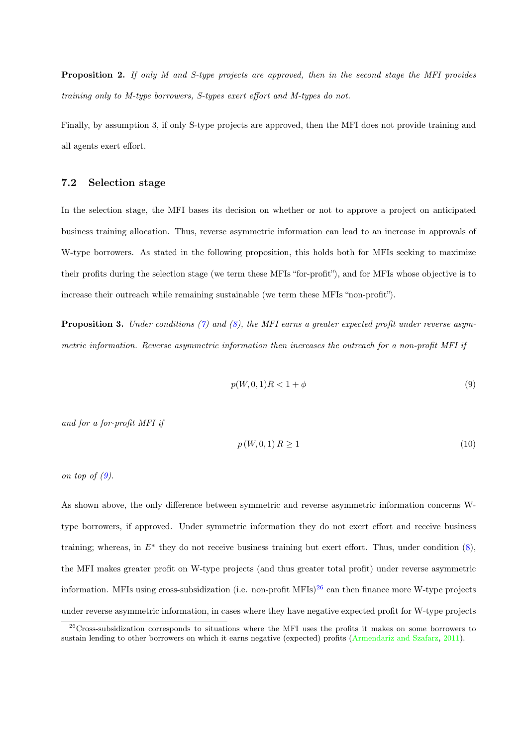**Proposition 2.** *If only M and S-type projects are approved, then in the second stage the MFI provides training only to M-type borrowers, S-types exert effort and M-types do not.*

Finally, by assumption 3, if only S-type projects are approved, then the MFI does not provide training and all agents exert effort.

### 7.2 Selection stage

In the selection stage, the MFI bases its decision on whether or not to approve a project on anticipated business training allocation. Thus, reverse asymmetric information can lead to an increase in approvals of W-type borrowers. As stated in the following proposition, this holds both for MFIs seeking to maximize their profits during the selection stage (we term these MFIs "for-profit"), and for MFIs whose objective is to increase their outreach while remaining sustainable (we term these MFIs "non-profit").

**Proposition 3.** *Under conditions (7) and (8), the MFI earns a greater expected profit under reverse asymmetric information. Reverse asymmetric information then increases the outreach for a non-profit MFI if*

$$p(W, 0, 1)R < 1 + \phi \tag{9}$$

*and for a for-profit MFI if*

$$p\left(W, 0, 1\right) R \geq 1 \tag{10}$$

*on top of (9).*

As shown above, the only difference between symmetric and reverse asymmetric information concerns W-type borrowers, if approved. Under symmetric information they do not exert effort and receive business training; whereas, in $E^*$ they do not receive business training but exert effort. Thus, under condition (8), the MFI makes greater profit on W-type projects (and thus greater total profit) under reverse asymmetric information. MFIs using cross-subsidization (i.e. non-profit MFIs)[26] can then finance more W-type projects under reverse asymmetric information, in cases where they have negative expected profit for W-type projects

[26] Cross-subsidization corresponds to situations where the MFI uses the profits it makes on some borrowers to sustain lending to other borrowers on which it earns negative (expected) profits (Armendariz and Szafarz, 2011).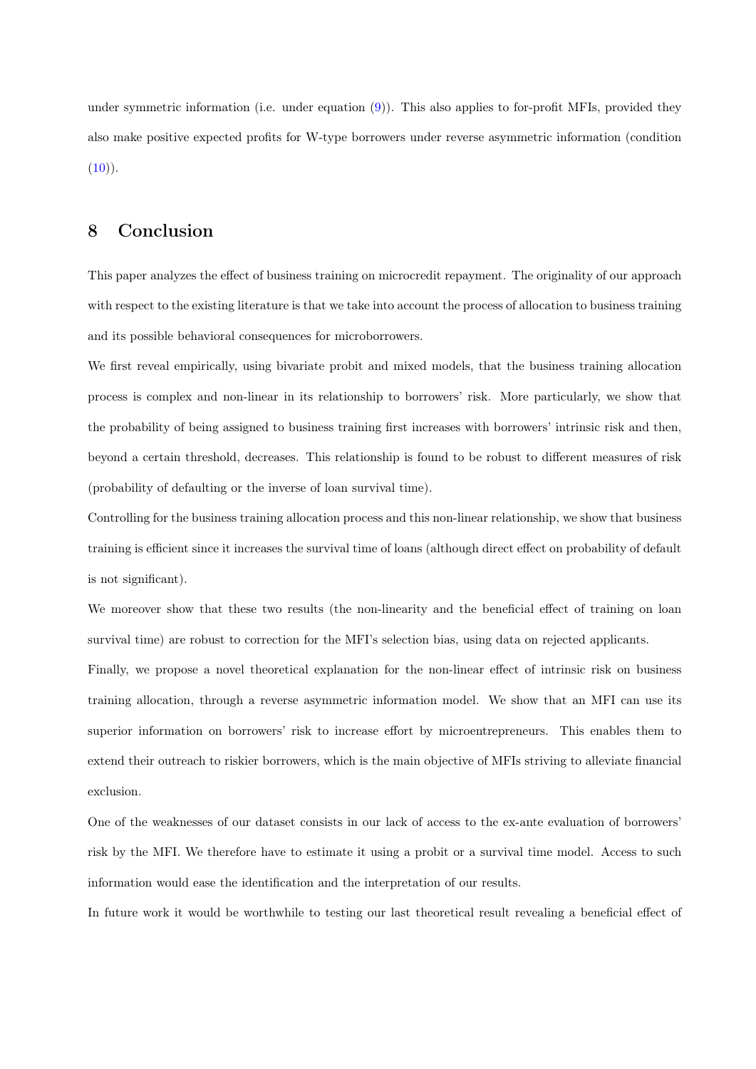under symmetric information (i.e. under equation (9)). This also applies to for-profit MFIs, provided they also make positive expected profits for W-type borrowers under reverse asymmetric information (condition (10)).

## 8 Conclusion

This paper analyzes the effect of business training on microcredit repayment. The originality of our approach with respect to the existing literature is that we take into account the process of allocation to business training and its possible behavioral consequences for microborrowers.

We first reveal empirically, using bivariate probit and mixed models, that the business training allocation process is complex and non-linear in its relationship to borrowers' risk. More particularly, we show that the probability of being assigned to business training first increases with borrowers' intrinsic risk and then, beyond a certain threshold, decreases. This relationship is found to be robust to different measures of risk (probability of defaulting or the inverse of loan survival time).

Controlling for the business training allocation process and this non-linear relationship, we show that business training is efficient since it increases the survival time of loans (although direct effect on probability of default is not significant).

We moreover show that these two results (the non-linearity and the beneficial effect of training on loan survival time) are robust to correction for the MFI's selection bias, using data on rejected applicants.

Finally, we propose a novel theoretical explanation for the non-linear effect of intrinsic risk on business training allocation, through a reverse asymmetric information model. We show that an MFI can use its superior information on borrowers' risk to increase effort by microentrepreneurs. This enables them to extend their outreach to riskier borrowers, which is the main objective of MFIs striving to alleviate financial exclusion.

One of the weaknesses of our dataset consists in our lack of access to the ex-ante evaluation of borrowers' risk by the MFI. We therefore have to estimate it using a probit or a survival time model. Access to such information would ease the identification and the interpretation of our results.

In future work it would be worthwhile to testing our last theoretical result revealing a beneficial effect of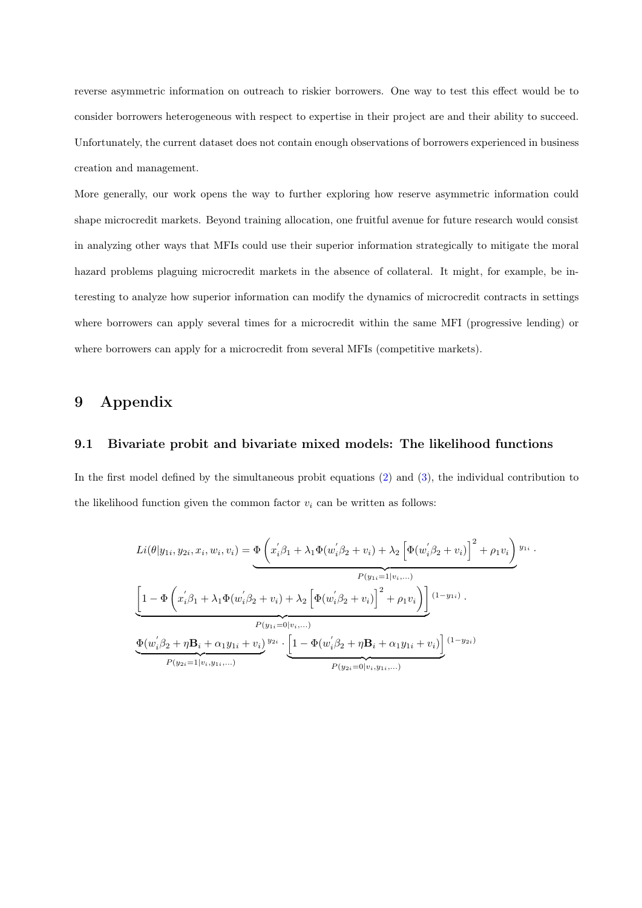reverse asymmetric information on outreach to riskier borrowers. One way to test this effect would be to consider borrowers heterogeneous with respect to expertise in their project are and their ability to succeed. Unfortunately, the current dataset does not contain enough observations of borrowers experienced in business creation and management.

More generally, our work opens the way to further exploring how reserve asymmetric information could shape microcredit markets. Beyond training allocation, one fruitful avenue for future research would consist in analyzing other ways that MFIs could use their superior information strategically to mitigate the moral hazard problems plaguing microcredit markets in the absence of collateral. It might, for example, be interesting to analyze how superior information can modify the dynamics of microcredit contracts in settings where borrowers can apply several times for a microcredit within the same MFI (progressive lending) or where borrowers can apply for a microcredit from several MFIs (competitive markets).

# 9 Appendix

## 9.1 Bivariate probit and bivariate mixed models: The likelihood functions

In the first model defined by the simultaneous probit equations (2) and (3), the individual contribution to the likelihood function given the common factor $v_i$ can be written as follows:

$$
\begin{aligned}
Li(\theta|y_{1i}, y_{2i}, x_i, w_i, v_i) = & \underbrace{\Phi\left(x_i^{'}\beta_1 + \lambda_1 \Phi(w_i^{'}\beta_2 + v_i) + \lambda_2 \left[\Phi(w_i^{'}\beta_2 + v_i)\right]^2 + \rho_1 v_i\right)}_{P(y_{1i}=1|v_i,\ldots)}{}^{y_{1i}} \cdot \\
& \underbrace{\left[1 - \Phi\left(x_i^{'}\beta_1 + \lambda_1 \Phi(w_i^{'}\beta_2 + v_i) + \lambda_2 \left[\Phi(w_i^{'}\beta_2 + v_i)\right]^2 + \rho_1 v_i\right)\right]}_{P(y_{1i}=0|v_i,\ldots)}{}^{(1-y_{1i})} \cdot \\
& \underbrace{\Phi(w_i^{'}\beta_2 + \eta \mathbf{B}_i + \alpha_1 y_{1i} + v_i)}_{P(y_{2i}=1|v_i,y_{1i},\ldots)}{}^{y_{2i}} \cdot \underbrace{\left[1 - \Phi(w_i^{'}\beta_2 + \eta \mathbf{B}_i + \alpha_1 y_{1i} + v_i)\right]}_{P(y_{2i}=0|v_i,y_{1i},\ldots)}{}^{(1-y_{2i})}
\end{aligned}
$$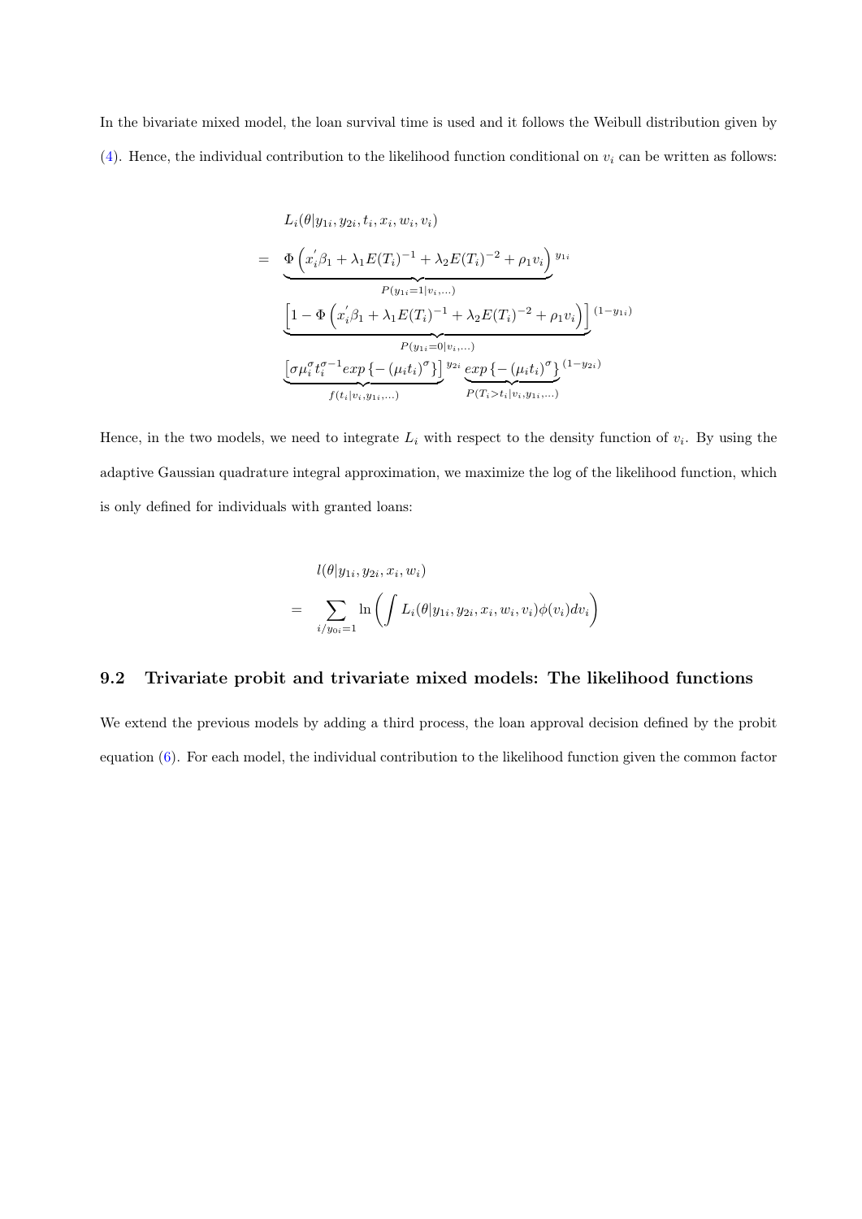In the bivariate mixed model, the loan survival time is used and it follows the Weibull distribution given by (4). Hence, the individual contribution to the likelihood function conditional on $v_i$ can be written as follows:

$$
\begin{aligned}
& L_i(\theta|y_{1i}, y_{2i}, t_i, x_i, w_i, v_i) \\
= \; & \underbrace{\Phi\left(x_i^{'}\beta_1 + \lambda_1 E(T_i)^{-1} + \lambda_2 E(T_i)^{-2} + \rho_1 v_i\right)}_{P(y_{1i}=1|v_i,\ldots)}{}^{y_{1i}} \\
& \underbrace{\left[1 - \Phi\left(x_i^{'}\beta_1 + \lambda_1 E(T_i)^{-1} + \lambda_2 E(T_i)^{-2} + \rho_1 v_i\right)\right]}_{P(y_{1i}=0|v_i,\ldots)}{}^{(1-y_{1i})} \\
& \underbrace{\left[\sigma\mu_i^{\sigma} t_i^{\sigma-1} exp\left\{-\left(\mu_i t_i\right)^{\sigma}\right\}\right]}_{f(t_i|v_i,y_{1i},\ldots)}{}^{y_{2i}} \underbrace{exp\left\{-\left(\mu_i t_i\right)^{\sigma}\right\}}_{P(T_i>t_i|v_i,y_{1i},\ldots)}{}^{(1-y_{2i})}
\end{aligned}
$$

Hence, in the two models, we need to integrate $L_i$ with respect to the density function of $v_i$. By using the adaptive Gaussian quadrature integral approximation, we maximize the log of the likelihood function, which is only defined for individuals with granted loans:

$$
\begin{aligned}
& l(\theta|y_{1i}, y_{2i}, x_i, w_i) \\
= \; & \sum_{i/y_{0i}=1} \ln\left(\int L_i(\theta|y_{1i}, y_{2i}, x_i, w_i, v_i)\phi(v_i)dv_i\right)
\end{aligned}
$$

### 9.2 Trivariate probit and trivariate mixed models: The likelihood functions

We extend the previous models by adding a third process, the loan approval decision defined by the probit equation (6). For each model, the individual contribution to the likelihood function given the common factor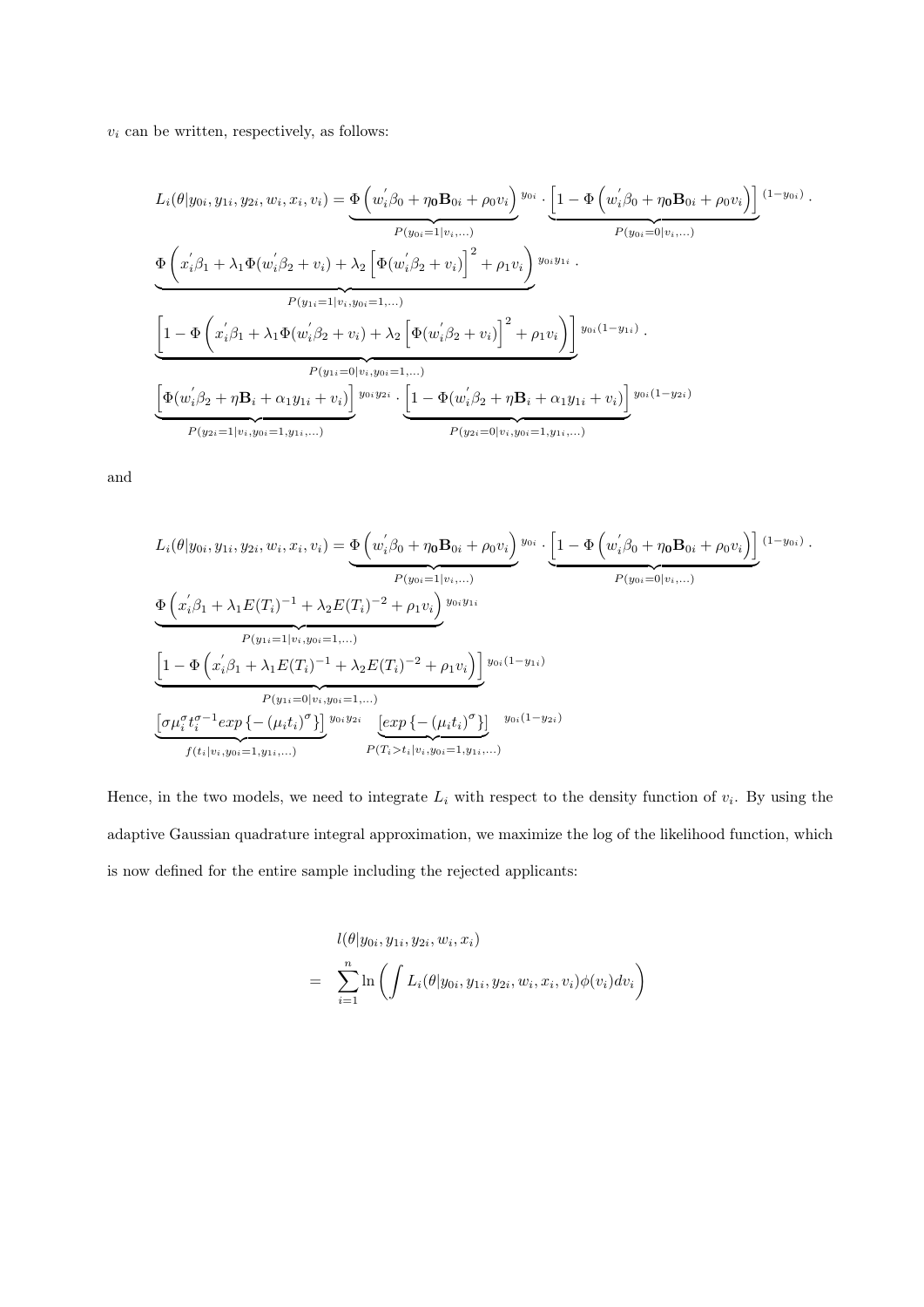$v_i$ can be written, respectively, as follows:

$$
\begin{aligned}
L_i(\theta|y_{0i}, y_{1i}, y_{2i}, w_i, x_i, v_i) = & \underbrace{\Phi\left(w_i^{'}\beta_0 + \eta_{\mathbf{0}}\mathbf{B}_{0i} + \rho_0 v_i\right)}_{P(y_{0i}=1|v_i,\ldots)}{}^{y_{0i}} \cdot \underbrace{\left[1 - \Phi\left(w_i^{'}\beta_0 + \eta_{\mathbf{0}}\mathbf{B}_{0i} + \rho_0 v_i\right)\right]}_{P(y_{0i}=0|v_i,\ldots)}{}^{(1-y_{0i})} \cdot \\
& \underbrace{\Phi\left(x_i^{'}\beta_1 + \lambda_1 \Phi(w_i^{'}\beta_2 + v_i) + \lambda_2\left[\Phi(w_i^{'}\beta_2 + v_i)\right]^2 + \rho_1 v_i\right)}_{P(y_{1i}=1|v_i, y_{0i}=1,\ldots)}{}^{y_{0i}y_{1i}} \cdot \\
& \underbrace{\left[1 - \Phi\left(x_i^{'}\beta_1 + \lambda_1 \Phi(w_i^{'}\beta_2 + v_i) + \lambda_2\left[\Phi(w_i^{'}\beta_2 + v_i)\right]^2 + \rho_1 v_i\right)\right]}_{P(y_{1i}=0|v_i, y_{0i}=1,\ldots)}{}^{y_{0i}(1-y_{1i})} \cdot \\
& \underbrace{\left[\Phi(w_i^{'}\beta_2 + \eta\mathbf{B}_i + \alpha_1 y_{1i} + v_i)\right]}_{P(y_{2i}=1|v_i, y_{0i}=1, y_{1i},\ldots)}{}^{y_{0i}y_{2i}} \cdot \underbrace{\left[1 - \Phi(w_i^{'}\beta_2 + \eta\mathbf{B}_i + \alpha_1 y_{1i} + v_i)\right]}_{P(y_{2i}=0|v_i, y_{0i}=1, y_{1i},\ldots)}{}^{y_{0i}(1-y_{2i})}
\end{aligned}
$$

and

$$
\begin{aligned}
L_i(\theta|y_{0i}, y_{1i}, y_{2i}, w_i, x_i, v_i) = & \underbrace{\Phi\left(w_i^{'}\beta_0 + \eta_{\mathbf{0}}\mathbf{B}_{0i} + \rho_0 v_i\right)}_{P(y_{0i}=1|v_i,\ldots)}{}^{y_{0i}} \cdot \underbrace{\left[1 - \Phi\left(w_i^{'}\beta_0 + \eta_{\mathbf{0}}\mathbf{B}_{0i} + \rho_0 v_i\right)\right]}_{P(y_{0i}=0|v_i,\ldots)}{}^{(1-y_{0i})} \cdot \\
& \underbrace{\Phi\left(x_i^{'}\beta_1 + \lambda_1 E(T_i)^{-1} + \lambda_2 E(T_i)^{-2} + \rho_1 v_i\right)}_{P(y_{1i}=1|v_i, y_{0i}=1,\ldots)}{}^{y_{0i}y_{1i}} \\
& \underbrace{\left[1 - \Phi\left(x_i^{'}\beta_1 + \lambda_1 E(T_i)^{-1} + \lambda_2 E(T_i)^{-2} + \rho_1 v_i\right)\right]}_{P(y_{1i}=0|v_i, y_{0i}=1,\ldots)}{}^{y_{0i}(1-y_{1i})} \\
& \underbrace{\left[\sigma\mu_i^{\sigma} t_i^{\sigma-1} exp\left\{-\left(\mu_i t_i\right)^{\sigma}\right\}\right]}_{f(t_i|v_i, y_{0i}=1, y_{1i},\ldots)}{}^{y_{0i}y_{2i}} \quad \underbrace{\left[exp\left\{-\left(\mu_i t_i\right)^{\sigma}\right\}\right]}_{P(T_i > t_i|v_i, y_{0i}=1, y_{1i},\ldots)}{}^{y_{0i}(1-y_{2i})}
\end{aligned}
$$

Hence, in the two models, we need to integrate $L_i$ with respect to the density function of $v_i$. By using the adaptive Gaussian quadrature integral approximation, we maximize the log of the likelihood function, which is now defined for the entire sample including the rejected applicants:

$$
\begin{aligned}
& l(\theta|y_{0i}, y_{1i}, y_{2i}, w_i, x_i) \\
= & \sum_{i=1}^{n} \ln\left(\int L_i(\theta|y_{0i}, y_{1i}, y_{2i}, w_i, x_i, v_i)\phi(v_i)dv_i\right)
\end{aligned}
$$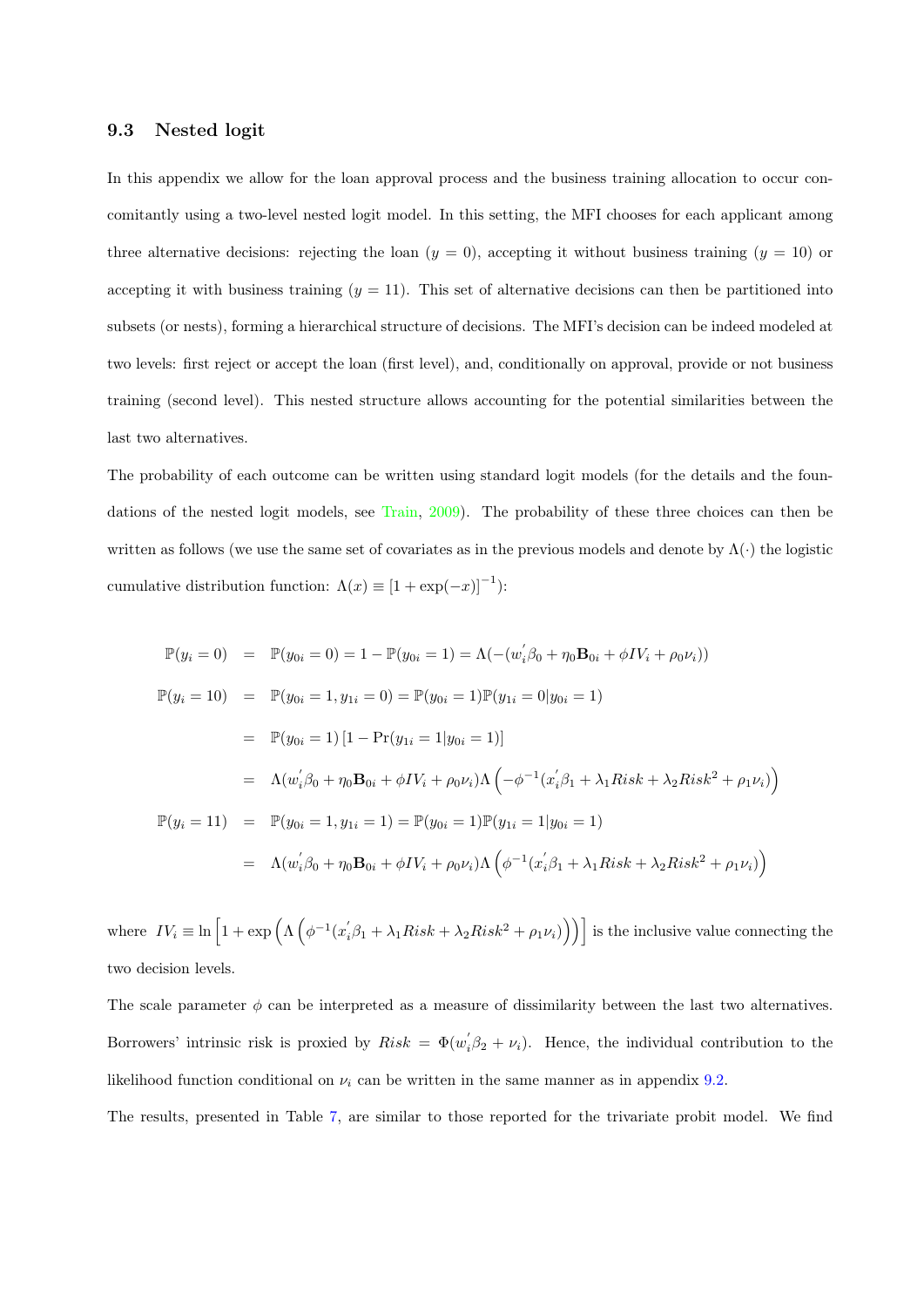### 9.3 Nested logit

In this appendix we allow for the loan approval process and the business training allocation to occur concomitantly using a two-level nested logit model. In this setting, the MFI chooses for each applicant among three alternative decisions: rejecting the loan ($y = 0$), accepting it without business training ($y = 10$) or accepting it with business training ($y = 11$). This set of alternative decisions can then be partitioned into subsets (or nests), forming a hierarchical structure of decisions. The MFI's decision can be indeed modeled at two levels: first reject or accept the loan (first level), and, conditionally on approval, provide or not business training (second level). This nested structure allows accounting for the potential similarities between the last two alternatives.

The probability of each outcome can be written using standard logit models (for the details and the foundations of the nested logit models, see Train, 2009). The probability of these three choices can then be written as follows (we use the same set of covariates as in the previous models and denote by $\Lambda(\cdot)$ the logistic cumulative distribution function: $\Lambda(x) \equiv [1 + \exp(-x)]^{-1}$):

$$
\begin{aligned}
\mathbb{P}(y_i = 0) &= \mathbb{P}(y_{0i} = 0) = 1 - \mathbb{P}(y_{0i} = 1) = \Lambda(-(w_i^{'}\beta_0 + \eta_0 \mathbf{B}_{0i} + \phi IV_i + \rho_0 \nu_i)) \\
\mathbb{P}(y_i = 10) &= \mathbb{P}(y_{0i} = 1, y_{1i} = 0) = \mathbb{P}(y_{0i} = 1)\mathbb{P}(y_{1i} = 0 | y_{0i} = 1) \\
&= \mathbb{P}(y_{0i} = 1)\left[1 - \Pr(y_{1i} = 1 | y_{0i} = 1)\right] \\
&= \Lambda(w_i^{'}\beta_0 + \eta_0 \mathbf{B}_{0i} + \phi IV_i + \rho_0 \nu_i)\Lambda\left(-\phi^{-1}(x_i^{'}\beta_1 + \lambda_1 Risk + \lambda_2 Risk^2 + \rho_1 \nu_i)\right) \\
\mathbb{P}(y_i = 11) &= \mathbb{P}(y_{0i} = 1, y_{1i} = 1) = \mathbb{P}(y_{0i} = 1)\mathbb{P}(y_{1i} = 1 | y_{0i} = 1) \\
&= \Lambda(w_i^{'}\beta_0 + \eta_0 \mathbf{B}_{0i} + \phi IV_i + \rho_0 \nu_i)\Lambda\left(\phi^{-1}(x_i^{'}\beta_1 + \lambda_1 Risk + \lambda_2 Risk^2 + \rho_1 \nu_i)\right)
\end{aligned}
$$

where $IV_i \equiv \ln\left[1 + \exp\left(\Lambda\left(\phi^{-1}(x_i^{'}\beta_1 + \lambda_1 Risk + \lambda_2 Risk^2 + \rho_1 \nu_i)\right)\right)\right]$ is the inclusive value connecting the two decision levels.

The scale parameter $\phi$ can be interpreted as a measure of dissimilarity between the last two alternatives. Borrowers' intrinsic risk is proxied by $Risk = \Phi(w_i^{'}\beta_2 + \nu_i)$. Hence, the individual contribution to the likelihood function conditional on $\nu_i$ can be written in the same manner as in appendix 9.2.

The results, presented in Table 7, are similar to those reported for the trivariate probit model. We find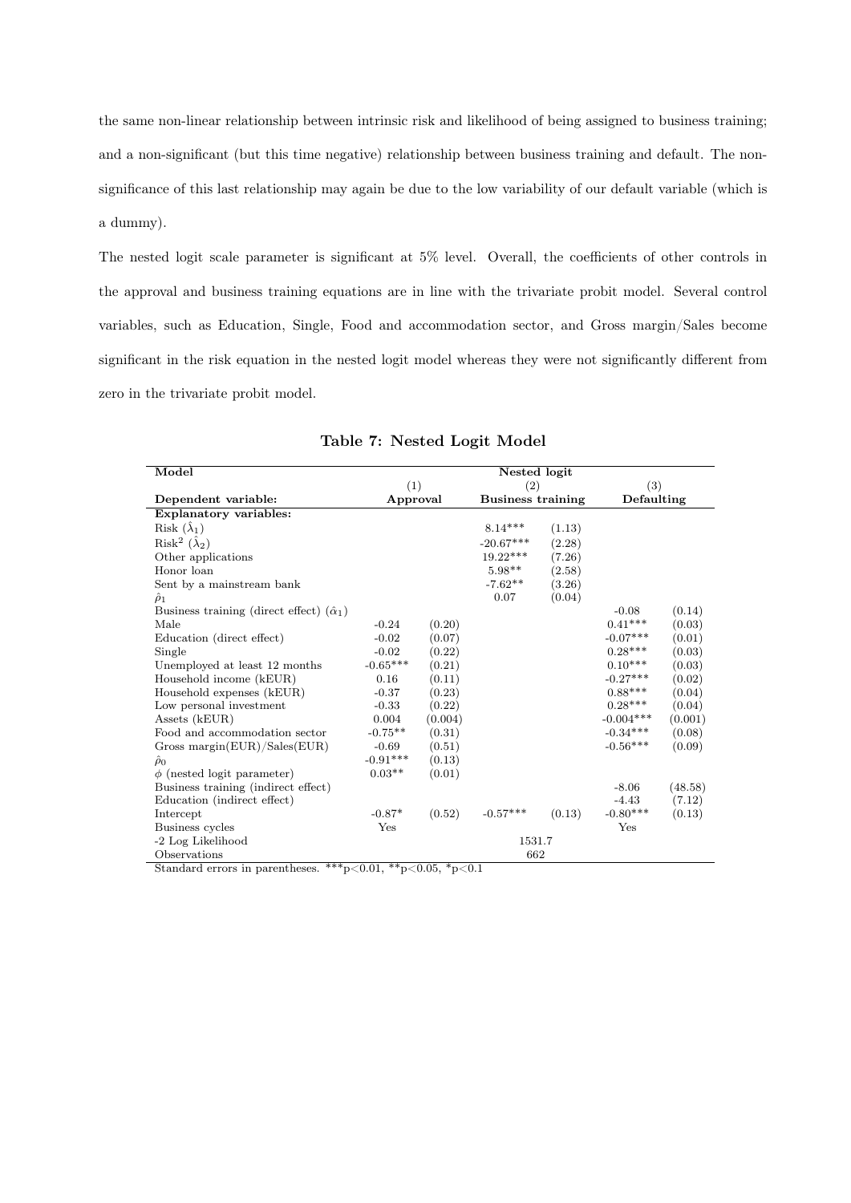the same non-linear relationship between intrinsic risk and likelihood of being assigned to business training; and a non-significant (but this time negative) relationship between business training and default. The non-significance of this last relationship may again be due to the low variability of our default variable (which is a dummy).

The nested logit scale parameter is significant at 5% level. Overall, the coefficients of other controls in the approval and business training equations are in line with the trivariate probit model. Several control variables, such as Education, Single, Food and accommodation sector, and Gross margin/Sales become significant in the risk equation in the nested logit model whereas they were not significantly different from zero in the trivariate probit model.

**Table 7: Nested Logit Model**

| **Model** | **Nested logit** | | | | | |
|---|---|---|---|---|---|---|
| | (1) | | (2) | | (3) | |
| **Dependent variable:** | **Approval** | | **Business training** | | **Defaulting** | |
| **Explanatory variables:** | | | | | | |
| Risk ($\hat{\lambda}_1$) | | | 8.14*** | (1.13) | | |
| Risk$^2$ ($\hat{\lambda}_2$) | | | -20.67*** | (2.28) | | |
| Other applications | | | 19.22*** | (7.26) | | |
| Honor loan | | | 5.98** | (2.58) | | |
| Sent by a mainstream bank | | | -7.62** | (3.26) | | |
| $\hat{\rho}_1$ | | | 0.07 | (0.04) | | |
| Business training (direct effect) ($\hat{\alpha}_1$) | | | | | -0.08 | (0.14) |
| Male | -0.24 | (0.20) | | | 0.41*** | (0.03) |
| Education (direct effect) | -0.02 | (0.07) | | | -0.07*** | (0.01) |
| Single | -0.02 | (0.22) | | | 0.28*** | (0.03) |
| Unemployed at least 12 months | -0.65*** | (0.21) | | | 0.10*** | (0.03) |
| Household income (kEUR) | 0.16 | (0.11) | | | -0.27*** | (0.02) |
| Household expenses (kEUR) | -0.37 | (0.23) | | | 0.88*** | (0.04) |
| Low personal investment | -0.33 | (0.22) | | | 0.28*** | (0.04) |
| Assets (kEUR) | 0.004 | (0.004) | | | -0.004*** | (0.001) |
| Food and accommodation sector | -0.75** | (0.31) | | | -0.34*** | (0.08) |
| Gross margin(EUR)/Sales(EUR) | -0.69 | (0.51) | | | -0.56*** | (0.09) |
| $\hat{\rho}_0$ | -0.91*** | (0.13) | | | | |
| $\phi$ (nested logit parameter) | 0.03** | (0.01) | | | | |
| Business training (indirect effect) | | | | | -8.06 | (48.58) |
| Education (indirect effect) | | | | | -4.43 | (7.12) |
| Intercept | -0.87* | (0.52) | -0.57*** | (0.13) | -0.80*** | (0.13) |
| Business cycles | Yes | | | | Yes | |
| -2 Log Likelihood | | | 1531.7 | | | |
| Observations | | | 662 | | | |

Standard errors in parentheses. ***p<0.01, **p<0.05, *p<0.1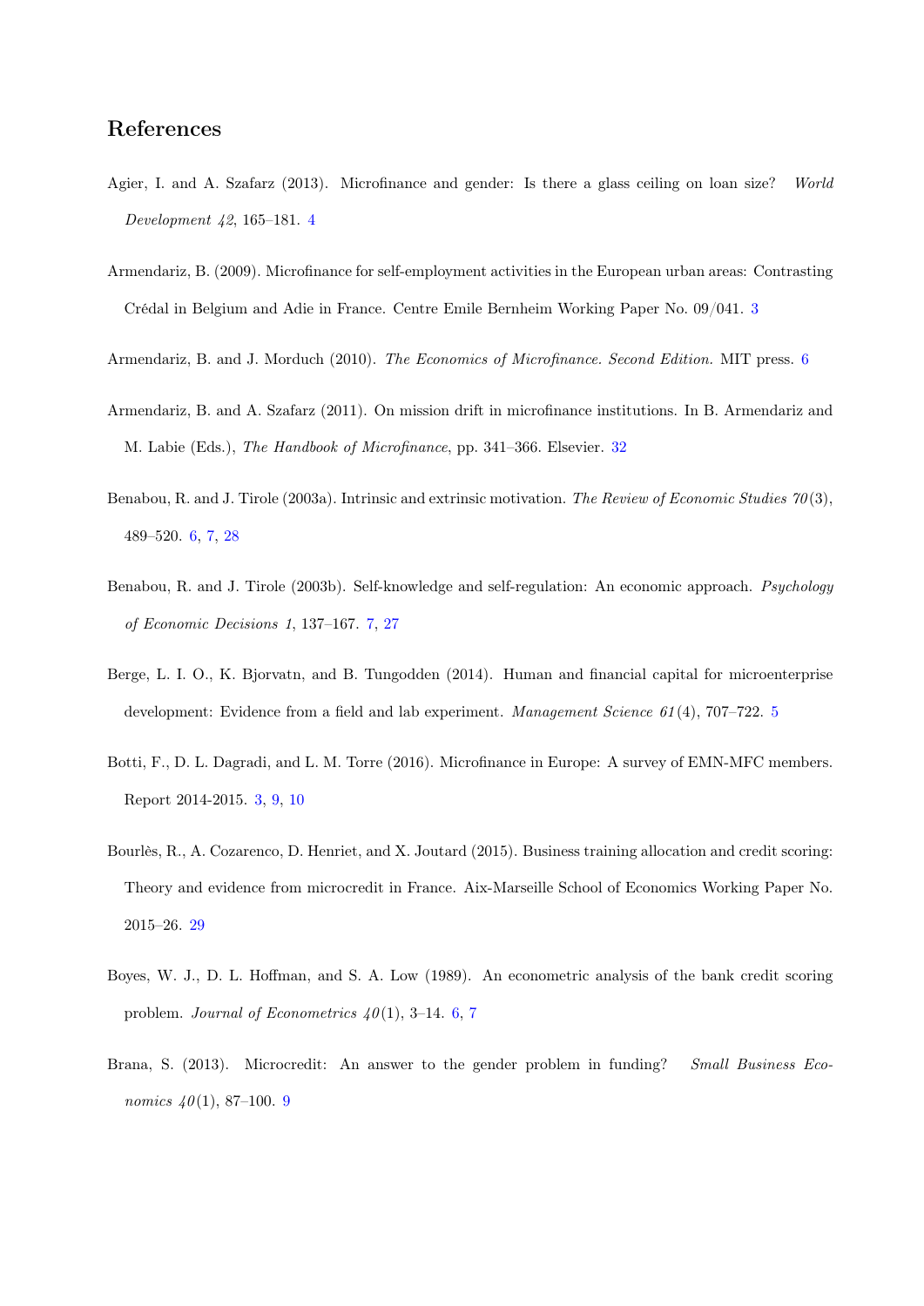## References

Agier, I. and A. Szafarz (2013). Microfinance and gender: Is there a glass ceiling on loan size? *World Development 42*, 165–181. 4

Armendariz, B. (2009). Microfinance for self-employment activities in the European urban areas: Contrasting Crédal in Belgium and Adie in France. Centre Emile Bernheim Working Paper No. 09/041. 3

Armendariz, B. and J. Morduch (2010). *The Economics of Microfinance. Second Edition.* MIT press. 6

Armendariz, B. and A. Szafarz (2011). On mission drift in microfinance institutions. In B. Armendariz and M. Labie (Eds.), *The Handbook of Microfinance*, pp. 341–366. Elsevier. 32

Benabou, R. and J. Tirole (2003a). Intrinsic and extrinsic motivation. *The Review of Economic Studies 70*(3), 489–520. 6, 7, 28

Benabou, R. and J. Tirole (2003b). Self-knowledge and self-regulation: An economic approach. *Psychology of Economic Decisions 1*, 137–167. 7, 27

Berge, L. I. O., K. Bjorvatn, and B. Tungodden (2014). Human and financial capital for microenterprise development: Evidence from a field and lab experiment. *Management Science 61*(4), 707–722. 5

Botti, F., D. L. Dagradi, and L. M. Torre (2016). Microfinance in Europe: A survey of EMN-MFC members. Report 2014-2015. 3, 9, 10

Bourlès, R., A. Cozarenco, D. Henriet, and X. Joutard (2015). Business training allocation and credit scoring: Theory and evidence from microcredit in France. Aix-Marseille School of Economics Working Paper No. 2015–26. 29

Boyes, W. J., D. L. Hoffman, and S. A. Low (1989). An econometric analysis of the bank credit scoring problem. *Journal of Econometrics 40*(1), 3–14. 6, 7

Brana, S. (2013). Microcredit: An answer to the gender problem in funding? *Small Business Economics 40*(1), 87–100. 9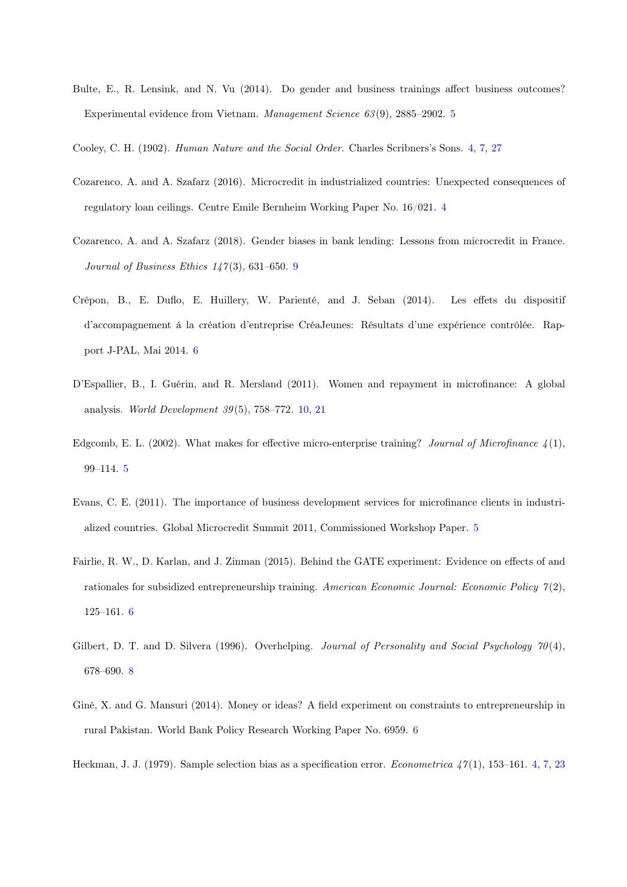Bulte, E., R. Lensink, and N. Vu (2014). Do gender and business trainings affect business outcomes? Experimental evidence from Vietnam. *Management Science 63*(9), 2885–2902. 5

Cooley, C. H. (1902). *Human Nature and the Social Order*. Charles Scribners's Sons. 4, 7, 27

Cozarenco, A. and A. Szafarz (2016). Microcredit in industrialized countries: Unexpected consequences of regulatory loan ceilings. Centre Emile Bernheim Working Paper No. 16/021. 4

Cozarenco, A. and A. Szafarz (2018). Gender biases in bank lending: Lessons from microcredit in France. *Journal of Business Ethics 147*(3), 631–650. 9

Crépon, B., E. Duflo, E. Huillery, W. Parienté, and J. Seban (2014). Les effets du dispositif d'accompagnement á la création d'entreprise CréaJeunes: Résultats d'une expérience contrôlée. Rapport J-PAL, Mai 2014. 6

D'Espallier, B., I. Guérin, and R. Mersland (2011). Women and repayment in microfinance: A global analysis. *World Development 39*(5), 758–772. 10, 21

Edgcomb, E. L. (2002). What makes for effective micro-enterprise training? *Journal of Microfinance 4*(1), 99–114. 5

Evans, C. E. (2011). The importance of business development services for microfinance clients in industrialized countries. Global Microcredit Summit 2011, Commissioned Workshop Paper. 5

Fairlie, R. W., D. Karlan, and J. Zinman (2015). Behind the GATE experiment: Evidence on effects of and rationales for subsidized entrepreneurship training. *American Economic Journal: Economic Policy 7*(2), 125–161. 6

Gilbert, D. T. and D. Silvera (1996). Overhelping. *Journal of Personality and Social Psychology 70*(4), 678–690. 8

Giné, X. and G. Mansuri (2014). Money or ideas? A field experiment on constraints to entrepreneurship in rural Pakistan. World Bank Policy Research Working Paper No. 6959. 6

Heckman, J. J. (1979). Sample selection bias as a specification error. *Econometrica 47*(1), 153–161. 4, 7, 23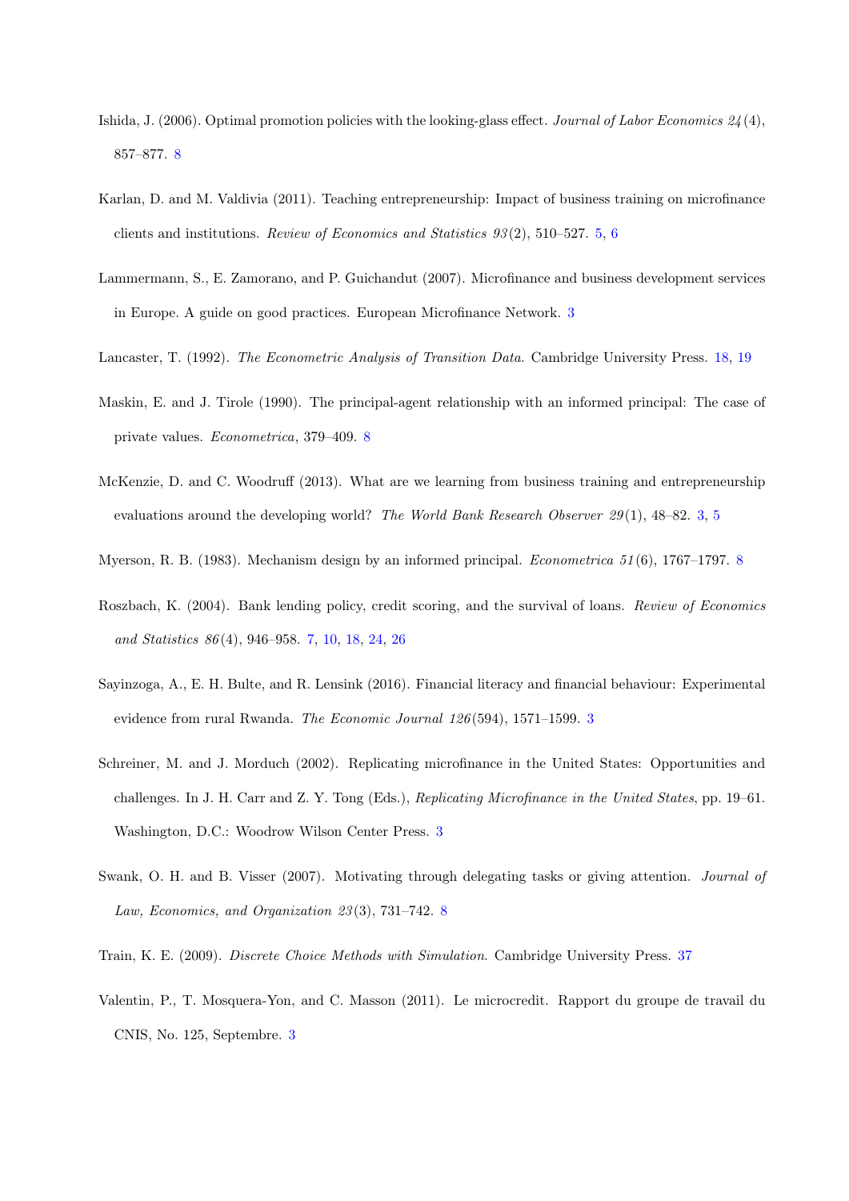Ishida, J. (2006). Optimal promotion policies with the looking-glass effect. *Journal of Labor Economics 24*(4), 857–877. 8

Karlan, D. and M. Valdivia (2011). Teaching entrepreneurship: Impact of business training on microfinance clients and institutions. *Review of Economics and Statistics 93*(2), 510–527. 5, 6

Lammermann, S., E. Zamorano, and P. Guichandut (2007). Microfinance and business development services in Europe. A guide on good practices. European Microfinance Network. 3

Lancaster, T. (1992). *The Econometric Analysis of Transition Data*. Cambridge University Press. 18, 19

Maskin, E. and J. Tirole (1990). The principal-agent relationship with an informed principal: The case of private values. *Econometrica*, 379–409. 8

McKenzie, D. and C. Woodruff (2013). What are we learning from business training and entrepreneurship evaluations around the developing world? *The World Bank Research Observer 29*(1), 48–82. 3, 5

Myerson, R. B. (1983). Mechanism design by an informed principal. *Econometrica 51*(6), 1767–1797. 8

Roszbach, K. (2004). Bank lending policy, credit scoring, and the survival of loans. *Review of Economics and Statistics 86*(4), 946–958. 7, 10, 18, 24, 26

Sayinzoga, A., E. H. Bulte, and R. Lensink (2016). Financial literacy and financial behaviour: Experimental evidence from rural Rwanda. *The Economic Journal 126*(594), 1571–1599. 3

Schreiner, M. and J. Morduch (2002). Replicating microfinance in the United States: Opportunities and challenges. In J. H. Carr and Z. Y. Tong (Eds.), *Replicating Microfinance in the United States*, pp. 19–61. Washington, D.C.: Woodrow Wilson Center Press. 3

Swank, O. H. and B. Visser (2007). Motivating through delegating tasks or giving attention. *Journal of Law, Economics, and Organization 23*(3), 731–742. 8

Train, K. E. (2009). *Discrete Choice Methods with Simulation*. Cambridge University Press. 37

Valentin, P., T. Mosquera-Yon, and C. Masson (2011). Le microcredit. Rapport du groupe de travail du CNIS, No. 125, Septembre. 3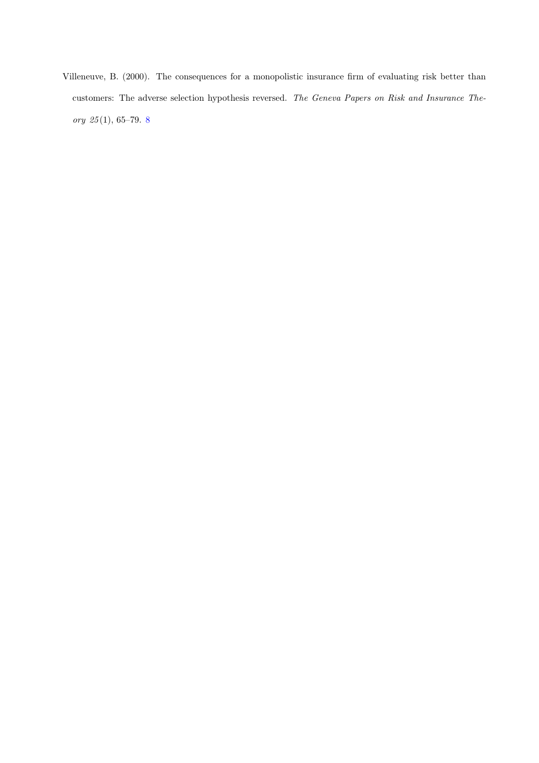Villeneuve, B. (2000). The consequences for a monopolistic insurance firm of evaluating risk better than customers: The adverse selection hypothesis reversed. *The Geneva Papers on Risk and Insurance Theory 25*(1), 65–79. 8